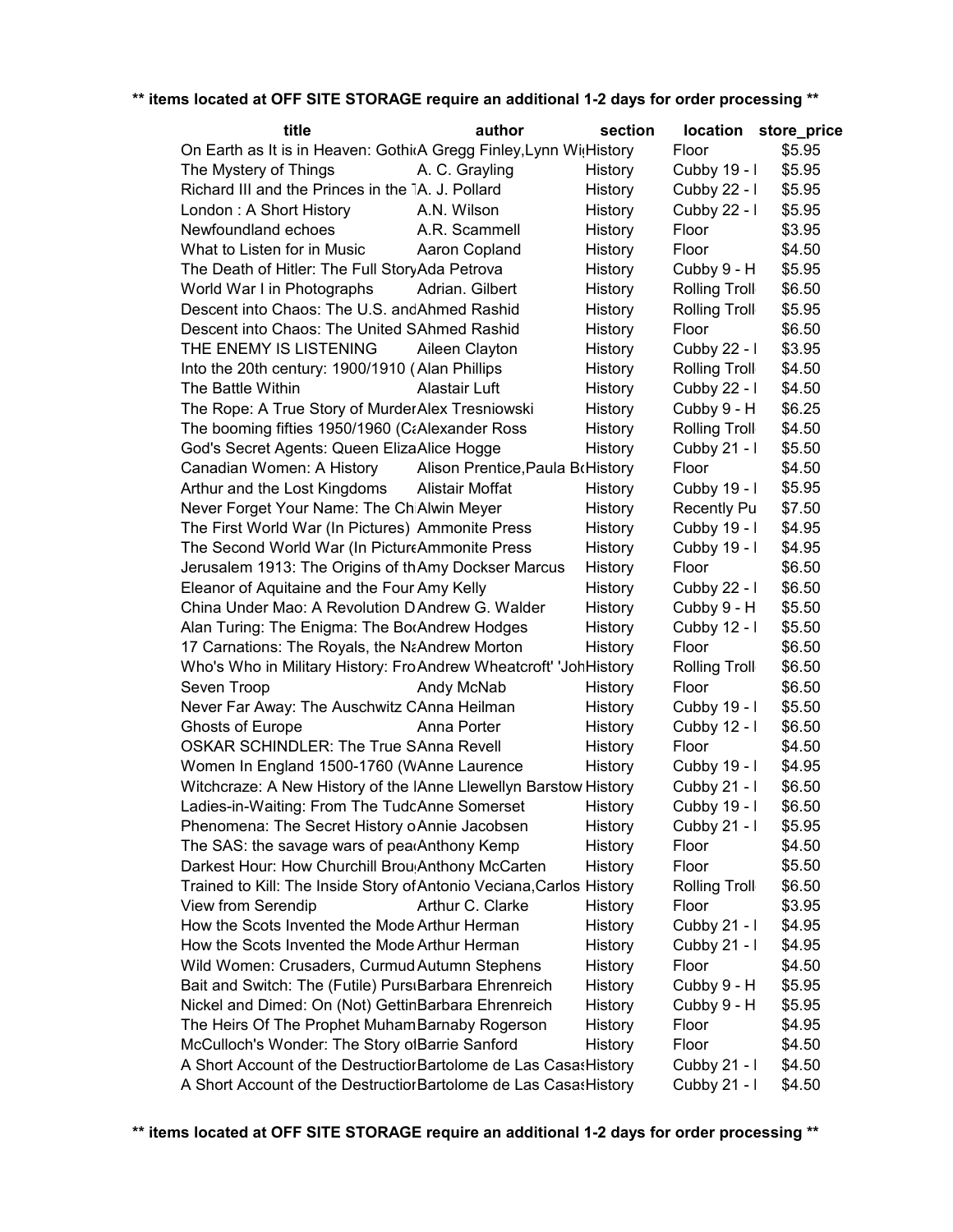**** items located at OFF SITE STORAGE require an additional 1-2 days for order processing ****

| title | author | section | location | store_price |
|---|---|---|---|---|
| On Earth as It is in Heaven: Gothi | A Gregg Finley,Lynn Wi | History | Floor | $5.95 |
| The Mystery of Things | A. C. Grayling | History | Cubby 19 - I | $5.95 |
| Richard III and the Princes in the T | A. J. Pollard | History | Cubby 22 - I | $5.95 |
| London : A Short History | A.N. Wilson | History | Cubby 22 - I | $5.95 |
| Newfoundland echoes | A.R. Scammell | History | Floor | $3.95 |
| What to Listen for in Music | Aaron Copland | History | Floor | $4.50 |
| The Death of Hitler: The Full Story | Ada Petrova | History | Cubby 9 - H | $5.95 |
| World War I in Photographs | Adrian. Gilbert | History | Rolling Troll | $6.50 |
| Descent into Chaos: The U.S. and | Ahmed Rashid | History | Rolling Troll | $5.95 |
| Descent into Chaos: The United S | Ahmed Rashid | History | Floor | $6.50 |
| THE ENEMY IS LISTENING | Aileen Clayton | History | Cubby 22 - I | $3.95 |
| Into the 20th century: 1900/1910 ( | Alan Phillips | History | Rolling Troll | $4.50 |
| The Battle Within | Alastair Luft | History | Cubby 22 - I | $4.50 |
| The Rope: A True Story of Murder | Alex Tresniowski | History | Cubby 9 - H | $6.25 |
| The booming fifties 1950/1960 (C | Alexander Ross | History | Rolling Troll | $4.50 |
| God's Secret Agents: Queen Eliza | Alice Hogge | History | Cubby 21 - I | $5.50 |
| Canadian Women: A History | Alison Prentice,Paula B | History | Floor | $4.50 |
| Arthur and the Lost Kingdoms | Alistair Moffat | History | Cubby 19 - I | $5.95 |
| Never Forget Your Name: The Ch | Alwin Meyer | History | Recently Pu | $7.50 |
| The First World War (In Pictures) | Ammonite Press | History | Cubby 19 - I | $4.95 |
| The Second World War (In Picture | Ammonite Press | History | Cubby 19 - I | $4.95 |
| Jerusalem 1913: The Origins of th | Amy Dockser Marcus | History | Floor | $6.50 |
| Eleanor of Aquitaine and the Four | Amy Kelly | History | Cubby 22 - I | $6.50 |
| China Under Mao: A Revolution D | Andrew G. Walder | History | Cubby 9 - H | $5.50 |
| Alan Turing: The Enigma: The Bo | Andrew Hodges | History | Cubby 12 - I | $5.50 |
| 17 Carnations: The Royals, the N | Andrew Morton | History | Floor | $6.50 |
| Who's Who in Military History: Fro | Andrew Wheatcroft' 'Joh | History | Rolling Troll | $6.50 |
| Seven Troop | Andy McNab | History | Floor | $6.50 |
| Never Far Away: The Auschwitz C | Anna Heilman | History | Cubby 19 - I | $5.50 |
| Ghosts of Europe | Anna Porter | History | Cubby 12 - I | $6.50 |
| OSKAR SCHINDLER: The True S | Anna Revell | History | Floor | $4.50 |
| Women In England 1500-1760 (W | Anne Laurence | History | Cubby 19 - I | $4.95 |
| Witchcraze: A New History of the I | Anne Llewellyn Barstow | History | Cubby 21 - I | $6.50 |
| Ladies-in-Waiting: From The Tudo | Anne Somerset | History | Cubby 19 - I | $6.50 |
| Phenomena: The Secret History o | Annie Jacobsen | History | Cubby 21 - I | $5.95 |
| The SAS: the savage wars of pea | Anthony Kemp | History | Floor | $4.50 |
| Darkest Hour: How Churchill Brou | Anthony McCarten | History | Floor | $5.50 |
| Trained to Kill: The Inside Story of | Antonio Veciana,Carlos | History | Rolling Troll | $6.50 |
| View from Serendip | Arthur C. Clarke | History | Floor | $3.95 |
| How the Scots Invented the Mode | Arthur Herman | History | Cubby 21 - I | $4.95 |
| How the Scots Invented the Mode | Arthur Herman | History | Cubby 21 - I | $4.95 |
| Wild Women: Crusaders, Curmud | Autumn Stephens | History | Floor | $4.50 |
| Bait and Switch: The (Futile) Purs | Barbara Ehrenreich | History | Cubby 9 - H | $5.95 |
| Nickel and Dimed: On (Not) Gettin | Barbara Ehrenreich | History | Cubby 9 - H | $5.95 |
| The Heirs Of The Prophet Muham | Barnaby Rogerson | History | Floor | $4.95 |
| McCulloch's Wonder: The Story o | Barrie Sanford | History | Floor | $4.50 |
| A Short Account of the Destructio | Bartolome de Las Casa | History | Cubby 21 - I | $4.50 |
| A Short Account of the Destructio | Bartolome de Las Casa | History | Cubby 21 - I | $4.50 |

**** items located at OFF SITE STORAGE require an additional 1-2 days for order processing ****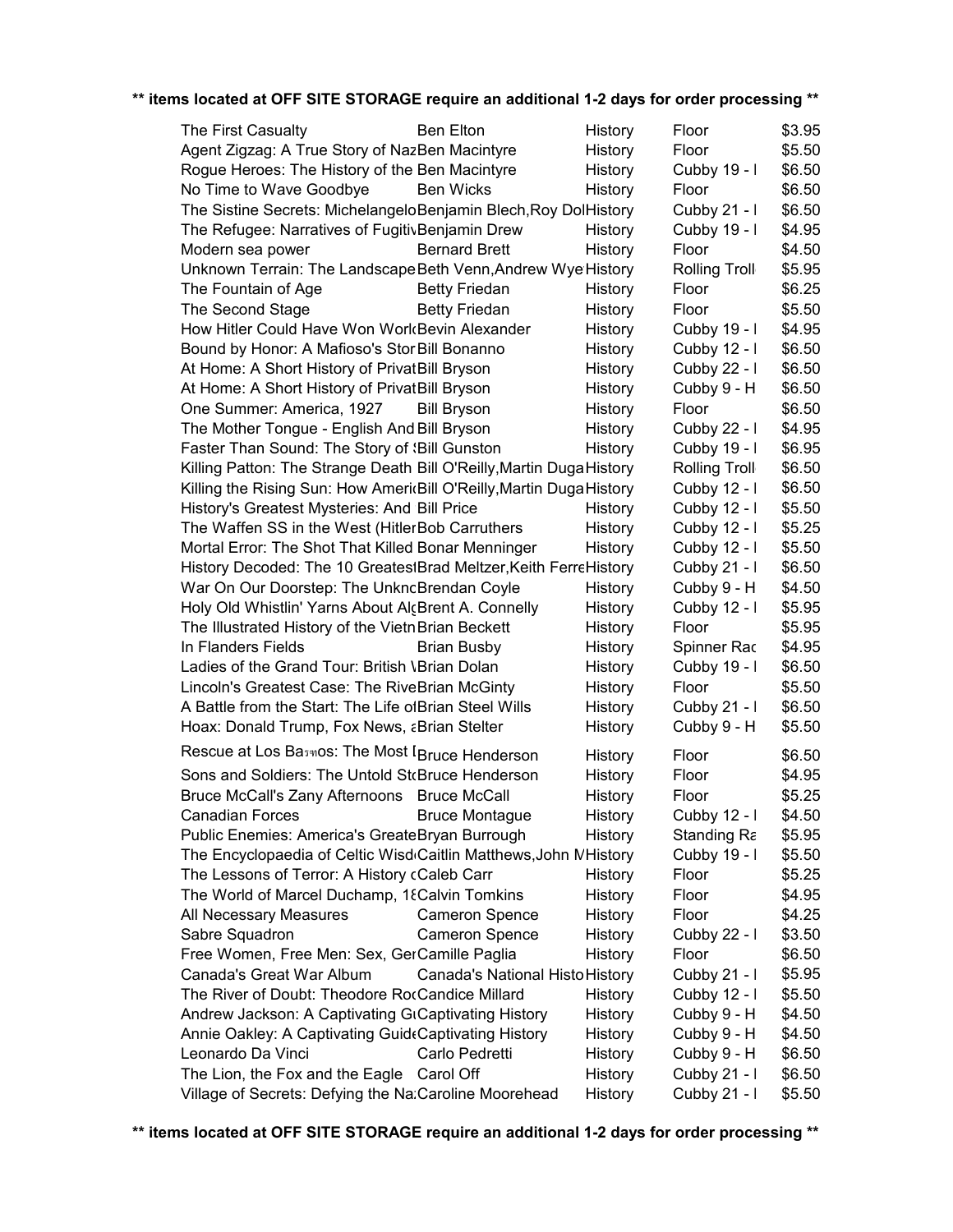**\*\* items located at OFF SITE STORAGE require an additional 1-2 days for order processing \*\***

| Title | Author | Category | Location | Price |
|---|---|---|---|---|
| The First Casualty | Ben Elton | History | Floor | $3.95 |
| Agent Zigzag: A True Story of Naz | Ben Macintyre | History | Floor | $5.50 |
| Rogue Heroes: The History of the | Ben Macintyre | History | Cubby 19 - I | $6.50 |
| No Time to Wave Goodbye | Ben Wicks | History | Floor | $6.50 |
| The Sistine Secrets: Michelangelo | Benjamin Blech,Roy Dol | History | Cubby 21 - I | $6.50 |
| The Refugee: Narratives of Fugitiv | Benjamin Drew | History | Cubby 19 - I | $4.95 |
| Modern sea power | Bernard Brett | History | Floor | $4.50 |
| Unknown Terrain: The Landscape | Beth Venn,Andrew Wye | History | Rolling Troll | $5.95 |
| The Fountain of Age | Betty Friedan | History | Floor | $6.25 |
| The Second Stage | Betty Friedan | History | Floor | $5.50 |
| How Hitler Could Have Won Worl | Bevin Alexander | History | Cubby 19 - I | $4.95 |
| Bound by Honor: A Mafioso's Stor | Bill Bonanno | History | Cubby 12 - I | $6.50 |
| At Home: A Short History of Privat | Bill Bryson | History | Cubby 22 - I | $6.50 |
| At Home: A Short History of Privat | Bill Bryson | History | Cubby 9 - H | $6.50 |
| One Summer: America, 1927 | Bill Bryson | History | Floor | $6.50 |
| The Mother Tongue - English And | Bill Bryson | History | Cubby 22 - I | $4.95 |
| Faster Than Sound: The Story of | Bill Gunston | History | Cubby 19 - I | $6.95 |
| Killing Patton: The Strange Death | Bill O'Reilly,Martin Duga | History | Rolling Troll | $6.50 |
| Killing the Rising Sun: How Ameri | Bill O'Reilly,Martin Duga | History | Cubby 12 - I | $6.50 |
| History's Greatest Mysteries: And | Bill Price | History | Cubby 12 - I | $5.50 |
| The Waffen SS in the West (Hitler | Bob Carruthers | History | Cubby 12 - I | $5.25 |
| Mortal Error: The Shot That Killed | Bonar Menninger | History | Cubby 12 - I | $5.50 |
| History Decoded: The 10 Greatest | Brad Meltzer,Keith Ferre | History | Cubby 21 - I | $6.50 |
| War On Our Doorstep: The Unkno | Brendan Coyle | History | Cubby 9 - H | $4.50 |
| Holy Old Whistlin' Yarns About Al | Brent A. Connelly | History | Cubby 12 - I | $5.95 |
| The Illustrated History of the Vietn | Brian Beckett | History | Floor | $5.95 |
| In Flanders Fields | Brian Busby | History | Spinner Rac | $4.95 |
| Ladies of the Grand Tour: British | Brian Dolan | History | Cubby 19 - I | $6.50 |
| Lincoln's Greatest Case: The Rive | Brian McGinty | History | Floor | $5.50 |
| A Battle from the Start: The Life o | Brian Steel Wills | History | Cubby 21 - I | $6.50 |
| Hoax: Donald Trump, Fox News, a | Brian Stelter | History | Cubby 9 - H | $5.50 |
| Rescue at Los Baños: The Most D | Bruce Henderson | History | Floor | $6.50 |
| Sons and Soldiers: The Untold Sto | Bruce Henderson | History | Floor | $4.95 |
| Bruce McCall's Zany Afternoons | Bruce McCall | History | Floor | $5.25 |
| Canadian Forces | Bruce Montague | History | Cubby 12 - I | $4.50 |
| Public Enemies: America's Greate | Bryan Burrough | History | Standing Ra | $5.95 |
| The Encyclopaedia of Celtic Wisd | Caitlin Matthews,John M | History | Cubby 19 - I | $5.50 |
| The Lessons of Terror: A History c | Caleb Carr | History | Floor | $5.25 |
| The World of Marcel Duchamp, 18 | Calvin Tomkins | History | Floor | $4.95 |
| All Necessary Measures | Cameron Spence | History | Floor | $4.25 |
| Sabre Squadron | Cameron Spence | History | Cubby 22 - I | $3.50 |
| Free Women, Free Men: Sex, Ger | Camille Paglia | History | Floor | $6.50 |
| Canada's Great War Album | Canada's National Histo | History | Cubby 21 - I | $5.95 |
| The River of Doubt: Theodore Ro | Candice Millard | History | Cubby 12 - I | $5.50 |
| Andrew Jackson: A Captivating Gu | Captivating History | History | Cubby 9 - H | $4.50 |
| Annie Oakley: A Captivating Guide | Captivating History | History | Cubby 9 - H | $4.50 |
| Leonardo Da Vinci | Carlo Pedretti | History | Cubby 9 - H | $6.50 |
| The Lion, the Fox and the Eagle | Carol Off | History | Cubby 21 - I | $6.50 |
| Village of Secrets: Defying the Na | Caroline Moorehead | History | Cubby 21 - I | $5.50 |

**\*\* items located at OFF SITE STORAGE require an additional 1-2 days for order processing \*\***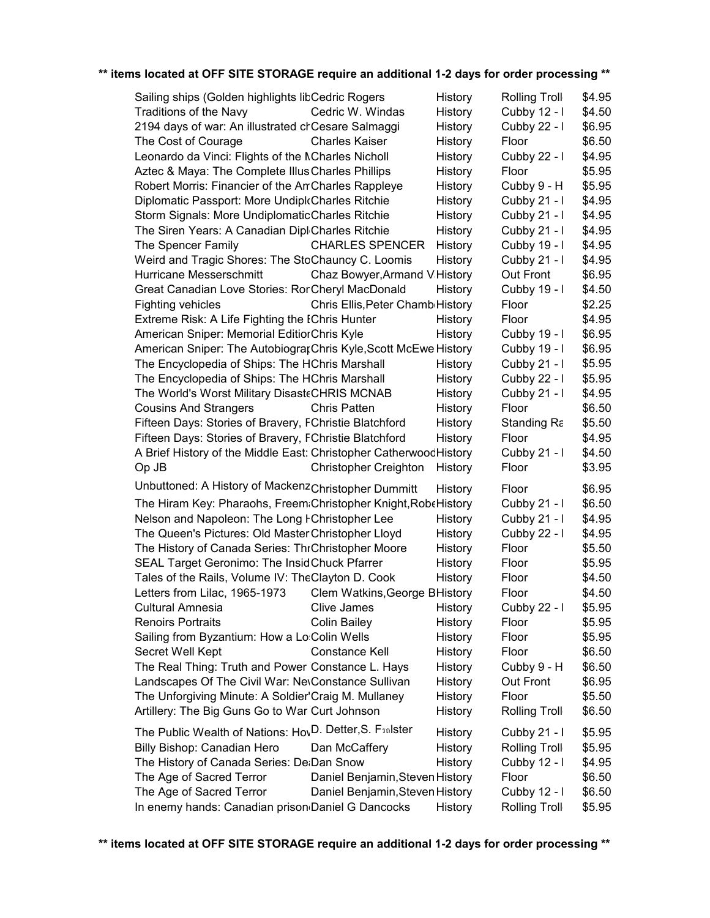**\*\* items located at OFF SITE STORAGE require an additional 1-2 days for order processing \*\***

| Title | Author | Category | Location | Price |
|---|---|---|---|---|
| Sailing ships (Golden highlights lib | Cedric Rogers | History | Rolling Troll | $4.95 |
| Traditions of the Navy | Cedric W. Windas | History | Cubby 12 - I | $4.50 |
| 2194 days of war: An illustrated ch | Cesare Salmaggi | History | Cubby 22 - I | $6.95 |
| The Cost of Courage | Charles Kaiser | History | Floor | $6.50 |
| Leonardo da Vinci: Flights of the M | Charles Nicholl | History | Cubby 22 - I | $4.95 |
| Aztec & Maya: The Complete Illus | Charles Phillips | History | Floor | $5.95 |
| Robert Morris: Financier of the Am | Charles Rappleye | History | Cubby 9 - H | $5.95 |
| Diplomatic Passport: More Undiplo | Charles Ritchie | History | Cubby 21 - I | $4.95 |
| Storm Signals: More Undiplomatic | Charles Ritchie | History | Cubby 21 - I | $4.95 |
| The Siren Years: A Canadian Dipl | Charles Ritchie | History | Cubby 21 - I | $4.95 |
| The Spencer Family | CHARLES SPENCER | History | Cubby 19 - I | $4.95 |
| Weird and Tragic Shores: The Sto | Chauncy C. Loomis | History | Cubby 21 - I | $4.95 |
| Hurricane Messerschmitt | Chaz Bowyer,Armand V | History | Out Front | $6.95 |
| Great Canadian Love Stories: Ror | Cheryl MacDonald | History | Cubby 19 - I | $4.50 |
| Fighting vehicles | Chris Ellis,Peter Chamb | History | Floor | $2.25 |
| Extreme Risk: A Life Fighting the I | Chris Hunter | History | Floor | $4.95 |
| American Sniper: Memorial Edition | Chris Kyle | History | Cubby 19 - I | $6.95 |
| American Sniper: The Autobiograp | Chris Kyle,Scott McEwe | History | Cubby 19 - I | $6.95 |
| The Encyclopedia of Ships: The H | Chris Marshall | History | Cubby 21 - I | $5.95 |
| The Encyclopedia of Ships: The H | Chris Marshall | History | Cubby 22 - I | $5.95 |
| The World's Worst Military Disaste | CHRIS MCNAB | History | Cubby 21 - I | $4.95 |
| Cousins And Strangers | Chris Patten | History | Floor | $6.50 |
| Fifteen Days: Stories of Bravery, F | Christie Blatchford | History | Standing Ra | $5.50 |
| Fifteen Days: Stories of Bravery, F | Christie Blatchford | History | Floor | $4.95 |
| A Brief History of the Middle East: | Christopher Catherwood | History | Cubby 21 - I | $4.50 |
| Op JB | Christopher Creighton | History | Floor | $3.95 |
| Unbuttoned: A History of Mackenz | Christopher Dummitt | History | Floor | $6.95 |
| The Hiram Key: Pharaohs, Freem | Christopher Knight,Robe | History | Cubby 21 - I | $6.50 |
| Nelson and Napoleon: The Long H | Christopher Lee | History | Cubby 21 - I | $4.95 |
| The Queen's Pictures: Old Master | Christopher Lloyd | History | Cubby 22 - I | $4.95 |
| The History of Canada Series: Thr | Christopher Moore | History | Floor | $5.50 |
| SEAL Target Geronimo: The Insid | Chuck Pfarrer | History | Floor | $5.95 |
| Tales of the Rails, Volume IV: The | Clayton D. Cook | History | Floor | $4.50 |
| Letters from Lilac, 1965-1973 | Clem Watkins,George B | History | Floor | $4.50 |
| Cultural Amnesia | Clive James | History | Cubby 22 - I | $5.95 |
| Renoirs Portraits | Colin Bailey | History | Floor | $5.95 |
| Sailing from Byzantium: How a Lo | Colin Wells | History | Floor | $5.95 |
| Secret Well Kept | Constance Kell | History | Floor | $6.50 |
| The Real Thing: Truth and Power | Constance L. Hays | History | Cubby 9 - H | $6.50 |
| Landscapes Of The Civil War: Ne | Constance Sullivan | History | Out Front | $6.95 |
| The Unforgiving Minute: A Soldier' | Craig M. Mullaney | History | Floor | $5.50 |
| Artillery: The Big Guns Go to War | Curt Johnson | History | Rolling Troll | $6.50 |
| The Public Wealth of Nations: How | D. Detter,S. Fölster | History | Cubby 21 - I | $5.95 |
| Billy Bishop: Canadian Hero | Dan McCaffery | History | Rolling Troll | $5.95 |
| The History of Canada Series: De | Dan Snow | History | Cubby 12 - I | $4.95 |
| The Age of Sacred Terror | Daniel Benjamin,Steven | History | Floor | $6.50 |
| The Age of Sacred Terror | Daniel Benjamin,Steven | History | Cubby 12 - I | $6.50 |
| In enemy hands: Canadian prison | Daniel G Dancocks | History | Rolling Troll | $5.95 |

**\*\* items located at OFF SITE STORAGE require an additional 1-2 days for order processing \*\***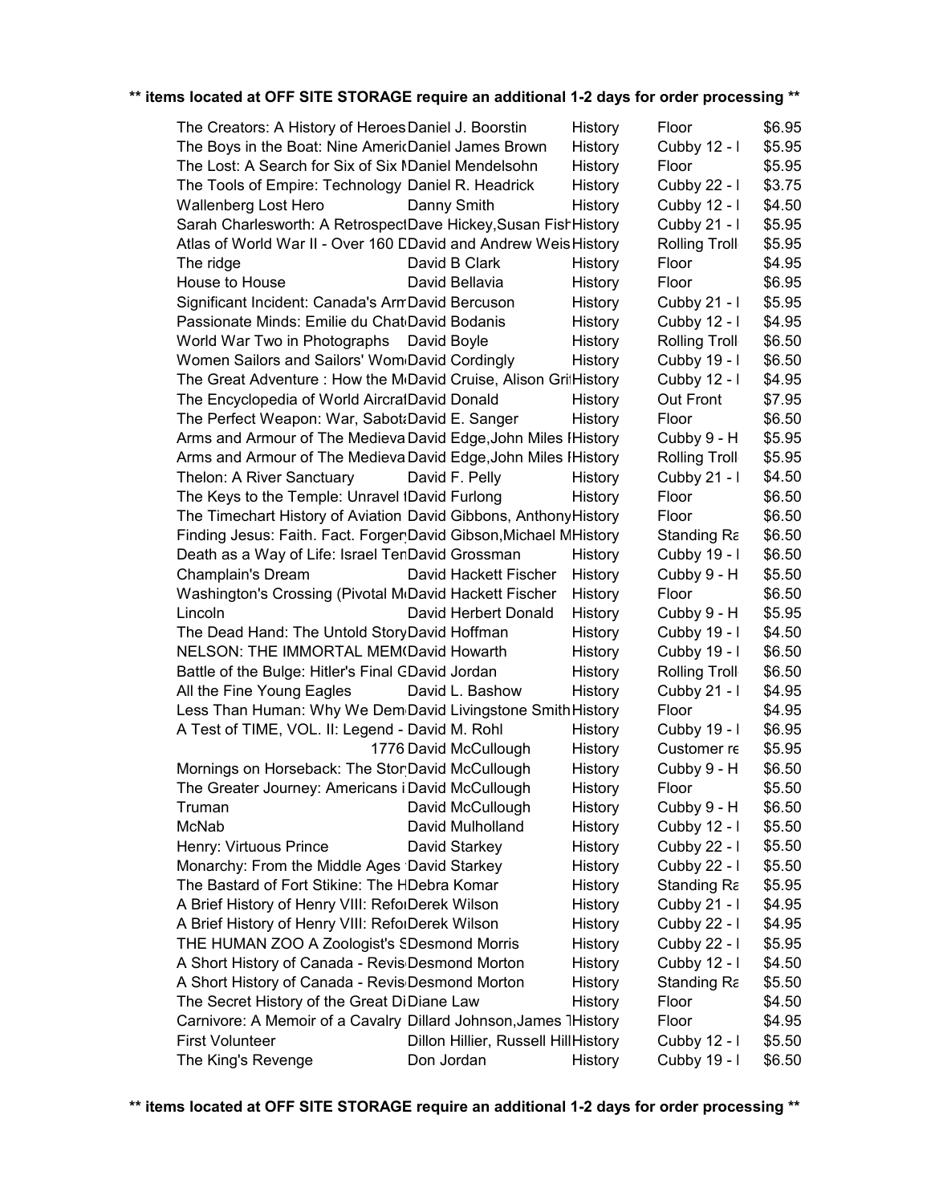**\*\* items located at OFF SITE STORAGE require an additional 1-2 days for order processing \*\***

| | | | | |
|---|---|---|---|---|
| The Creators: A History of Heroes | Daniel J. Boorstin | History | Floor | $6.95 |
| The Boys in the Boat: Nine Americ | Daniel James Brown | History | Cubby 12 - I | $5.95 |
| The Lost: A Search for Six of Six M | Daniel Mendelsohn | History | Floor | $5.95 |
| The Tools of Empire: Technology | Daniel R. Headrick | History | Cubby 22 - I | $3.75 |
| Wallenberg Lost Hero | Danny Smith | History | Cubby 12 - I | $4.50 |
| Sarah Charlesworth: A Retrospect | Dave Hickey,Susan Fish | History | Cubby 21 - I | $5.95 |
| Atlas of World War II - Over 160 D | David and Andrew Weis | History | Rolling Troll | $5.95 |
| The ridge | David B Clark | History | Floor | $4.95 |
| House to House | David Bellavia | History | Floor | $6.95 |
| Significant Incident: Canada's Arm | David Bercuson | History | Cubby 21 - I | $5.95 |
| Passionate Minds: Emilie du Chat | David Bodanis | History | Cubby 12 - I | $4.95 |
| World War Two in Photographs | David Boyle | History | Rolling Troll | $6.50 |
| Women Sailors and Sailors' Wom | David Cordingly | History | Cubby 19 - I | $6.50 |
| The Great Adventure : How the M | David Cruise, Alison Grif | History | Cubby 12 - I | $4.95 |
| The Encyclopedia of World Aircraf | David Donald | History | Out Front | $7.95 |
| The Perfect Weapon: War, Sabota | David E. Sanger | History | Floor | $6.50 |
| Arms and Armour of The Medieva | David Edge,John Miles I | History | Cubby 9 - H | $5.95 |
| Arms and Armour of The Medieva | David Edge,John Miles I | History | Rolling Troll | $5.95 |
| Thelon: A River Sanctuary | David F. Pelly | History | Cubby 21 - I | $4.50 |
| The Keys to the Temple: Unravel t | David Furlong | History | Floor | $6.50 |
| The Timechart History of Aviation | David Gibbons, Anthony | History | Floor | $6.50 |
| Finding Jesus: Faith. Fact. Forger | David Gibson,Michael M | History | Standing Ra | $6.50 |
| Death as a Way of Life: Israel Ten | David Grossman | History | Cubby 19 - I | $6.50 |
| Champlain's Dream | David Hackett Fischer | History | Cubby 9 - H | $5.50 |
| Washington's Crossing (Pivotal M | David Hackett Fischer | History | Floor | $6.50 |
| Lincoln | David Herbert Donald | History | Cubby 9 - H | $5.95 |
| The Dead Hand: The Untold Story | David Hoffman | History | Cubby 19 - I | $4.50 |
| NELSON: THE IMMORTAL MEM( | David Howarth | History | Cubby 19 - I | $6.50 |
| Battle of the Bulge: Hitler's Final G | David Jordan | History | Rolling Troll | $6.50 |
| All the Fine Young Eagles | David L. Bashow | History | Cubby 21 - I | $4.95 |
| Less Than Human: Why We Dem | David Livingstone Smith | History | Floor | $4.95 |
| A Test of TIME, VOL. II: Legend - | David M. Rohl | History | Cubby 19 - I | $6.95 |
| 1776 | David McCullough | History | Customer re | $5.95 |
| Mornings on Horseback: The Stor | David McCullough | History | Cubby 9 - H | $6.50 |
| The Greater Journey: Americans i | David McCullough | History | Floor | $5.50 |
| Truman | David McCullough | History | Cubby 9 - H | $6.50 |
| McNab | David Mulholland | History | Cubby 12 - I | $5.50 |
| Henry: Virtuous Prince | David Starkey | History | Cubby 22 - I | $5.50 |
| Monarchy: From the Middle Ages | David Starkey | History | Cubby 22 - I | $5.50 |
| The Bastard of Fort Stikine: The H | Debra Komar | History | Standing Ra | $5.95 |
| A Brief History of Henry VIII: Refor | Derek Wilson | History | Cubby 21 - I | $4.95 |
| A Brief History of Henry VIII: Refor | Derek Wilson | History | Cubby 22 - I | $4.95 |
| THE HUMAN ZOO A Zoologist's S | Desmond Morris | History | Cubby 22 - I | $5.95 |
| A Short History of Canada - Revis | Desmond Morton | History | Cubby 12 - I | $4.50 |
| A Short History of Canada - Revis | Desmond Morton | History | Standing Ra | $5.50 |
| The Secret History of the Great Di | Diane Law | History | Floor | $4.50 |
| Carnivore: A Memoir of a Cavalry | Dillard Johnson,James T | History | Floor | $4.95 |
| First Volunteer | Dillon Hillier, Russell Hill | History | Cubby 12 - I | $5.50 |
| The King's Revenge | Don Jordan | History | Cubby 19 - I | $6.50 |

**\*\* items located at OFF SITE STORAGE require an additional 1-2 days for order processing \*\***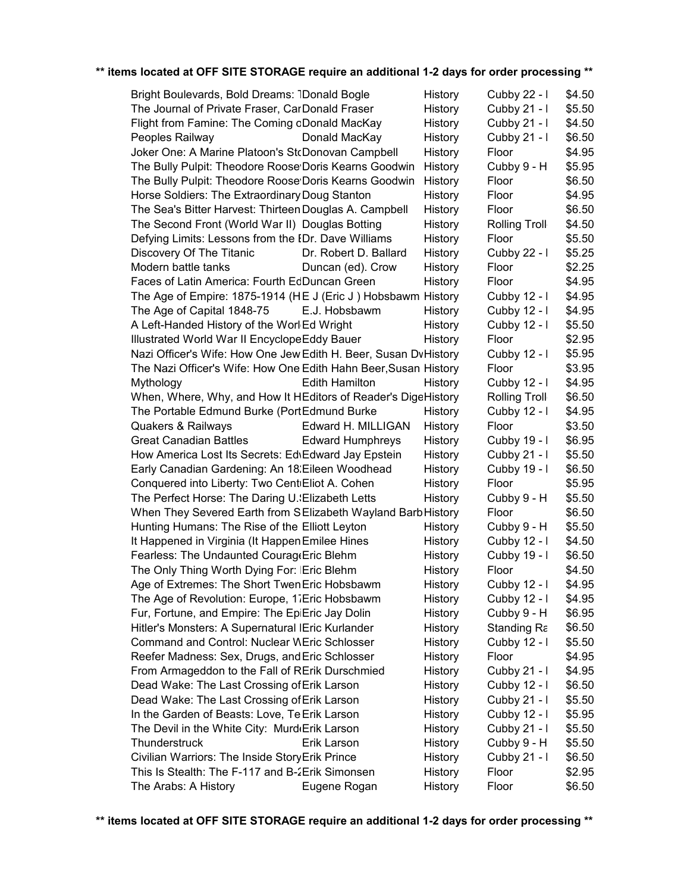**\*\* items located at OFF SITE STORAGE require an additional 1-2 days for order processing \*\***

| Title | Author | Category | Location | Price |
|---|---|---|---|---|
| Bright Boulevards, Bold Dreams: T | Donald Bogle | History | Cubby 22 - I | $4.50 |
| The Journal of Private Fraser, Car | Donald Fraser | History | Cubby 21 - I | $5.50 |
| Flight from Famine: The Coming o | Donald MacKay | History | Cubby 21 - I | $4.50 |
| Peoples Railway | Donald MacKay | History | Cubby 21 - I | $6.50 |
| Joker One: A Marine Platoon's Sto | Donovan Campbell | History | Floor | $4.95 |
| The Bully Pulpit: Theodore Roose | Doris Kearns Goodwin | History | Cubby 9 - H | $5.95 |
| The Bully Pulpit: Theodore Roose | Doris Kearns Goodwin | History | Floor | $6.50 |
| Horse Soldiers: The Extraordinary | Doug Stanton | History | Floor | $4.95 |
| The Sea's Bitter Harvest: Thirteen | Douglas A. Campbell | History | Floor | $6.50 |
| The Second Front (World War II) | Douglas Botting | History | Rolling Troll | $4.50 |
| Defying Limits: Lessons from the [ | Dr. Dave Williams | History | Floor | $5.50 |
| Discovery Of The Titanic | Dr. Robert D. Ballard | History | Cubby 22 - I | $5.25 |
| Modern battle tanks | Duncan (ed). Crow | History | Floor | $2.25 |
| Faces of Latin America: Fourth Ed | Duncan Green | History | Floor | $4.95 |
| The Age of Empire: 1875-1914 (H | E J (Eric J ) Hobsbawm | History | Cubby 12 - I | $4.95 |
| The Age of Capital 1848-75 | E.J. Hobsbawm | History | Cubby 12 - I | $4.95 |
| A Left-Handed History of the Worl | Ed Wright | History | Cubby 12 - I | $5.50 |
| Illustrated World War II Encyclope | Eddy Bauer | History | Floor | $2.95 |
| Nazi Officer's Wife: How One Jew | Edith H. Beer, Susan Dw | History | Cubby 12 - I | $5.95 |
| The Nazi Officer's Wife: How One | Edith Hahn Beer,Susan | History | Floor | $3.95 |
| Mythology | Edith Hamilton | History | Cubby 12 - I | $4.95 |
| When, Where, Why, and How It H | Editors of Reader's Dige | History | Rolling Troll | $6.50 |
| The Portable Edmund Burke (Port | Edmund Burke | History | Cubby 12 - I | $4.95 |
| Quakers & Railways | Edward H. MILLIGAN | History | Floor | $3.50 |
| Great Canadian Battles | Edward Humphreys | History | Cubby 19 - I | $6.95 |
| How America Lost Its Secrets: Ed | Edward Jay Epstein | History | Cubby 21 - I | $5.50 |
| Early Canadian Gardening: An 18 | Eileen Woodhead | History | Cubby 19 - I | $6.50 |
| Conquered into Liberty: Two Cent | Eliot A. Cohen | History | Floor | $5.95 |
| The Perfect Horse: The Daring U.S | Elizabeth Letts | History | Cubby 9 - H | $5.50 |
| When They Severed Earth from S | Elizabeth Wayland Barb | History | Floor | $6.50 |
| Hunting Humans: The Rise of the | Elliott Leyton | History | Cubby 9 - H | $5.50 |
| It Happened in Virginia (It Happen | Emilee Hines | History | Cubby 12 - I | $4.50 |
| Fearless: The Undaunted Courage | Eric Blehm | History | Cubby 19 - I | $6.50 |
| The Only Thing Worth Dying For: | Eric Blehm | History | Floor | $4.50 |
| Age of Extremes: The Short Twen | Eric Hobsbawm | History | Cubby 12 - I | $4.95 |
| The Age of Revolution: Europe, 17 | Eric Hobsbawm | History | Cubby 12 - I | $4.95 |
| Fur, Fortune, and Empire: The Epi | Eric Jay Dolin | History | Cubby 9 - H | $6.95 |
| Hitler's Monsters: A Supernatural | Eric Kurlander | History | Standing Ra | $6.50 |
| Command and Control: Nuclear W | Eric Schlosser | History | Cubby 12 - I | $5.50 |
| Reefer Madness: Sex, Drugs, and | Eric Schlosser | History | Floor | $4.95 |
| From Armageddon to the Fall of R | Erik Durschmied | History | Cubby 21 - I | $4.95 |
| Dead Wake: The Last Crossing of | Erik Larson | History | Cubby 12 - I | $6.50 |
| Dead Wake: The Last Crossing of | Erik Larson | History | Cubby 21 - I | $5.50 |
| In the Garden of Beasts: Love, Te | Erik Larson | History | Cubby 12 - I | $5.95 |
| The Devil in the White City: Murd | Erik Larson | History | Cubby 21 - I | $5.50 |
| Thunderstruck | Erik Larson | History | Cubby 9 - H | $5.50 |
| Civilian Warriors: The Inside Story | Erik Prince | History | Cubby 21 - I | $6.50 |
| This Is Stealth: The F-117 and B-2 | Erik Simonsen | History | Floor | $2.95 |
| The Arabs: A History | Eugene Rogan | History | Floor | $6.50 |

**\*\* items located at OFF SITE STORAGE require an additional 1-2 days for order processing \*\***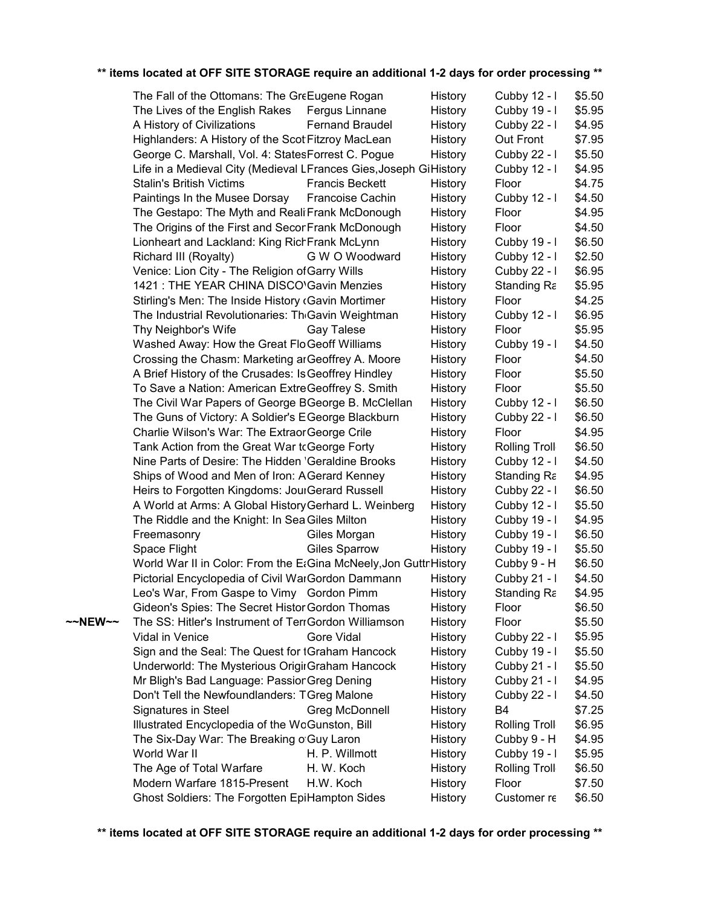**\*\* items located at OFF SITE STORAGE require an additional 1-2 days for order processing \*\***

| | Title | Author | Category | Location | Price |
|---|---|---|---|---|---|
| | The Fall of the Ottomans: The Gre | Eugene Rogan | History | Cubby 12 - l | $5.50 |
| | The Lives of the English Rakes | Fergus Linnane | History | Cubby 19 - l | $5.95 |
| | A History of Civilizations | Fernand Braudel | History | Cubby 22 - l | $4.95 |
| | Highlanders: A History of the Scot | Fitzroy MacLean | History | Out Front | $7.95 |
| | George C. Marshall, Vol. 4: States | Forrest C. Pogue | History | Cubby 22 - l | $5.50 |
| | Life in a Medieval City (Medieval L | Frances Gies,Joseph Gi | History | Cubby 12 - l | $4.95 |
| | Stalin's British Victims | Francis Beckett | History | Floor | $4.75 |
| | Paintings In the Musee Dorsay | Francoise Cachin | History | Cubby 12 - l | $4.50 |
| | The Gestapo: The Myth and Reali | Frank McDonough | History | Floor | $4.95 |
| | The Origins of the First and Secor | Frank McDonough | History | Floor | $4.50 |
| | Lionheart and Lackland: King Rich | Frank McLynn | History | Cubby 19 - l | $6.50 |
| | Richard III (Royalty) | G W O Woodward | History | Cubby 12 - l | $2.50 |
| | Venice: Lion City - The Religion of | Garry Wills | History | Cubby 22 - l | $6.95 |
| | 1421 : THE YEAR CHINA DISCO\ | Gavin Menzies | History | Standing Ra | $5.95 |
| | Stirling's Men: The Inside History ( | Gavin Mortimer | History | Floor | $4.25 |
| | The Industrial Revolutionaries: Th | Gavin Weightman | History | Cubby 12 - l | $6.95 |
| | Thy Neighbor's Wife | Gay Talese | History | Floor | $5.95 |
| | Washed Away: How the Great Flo | Geoff Williams | History | Cubby 19 - l | $4.50 |
| | Crossing the Chasm: Marketing ar | Geoffrey A. Moore | History | Floor | $4.50 |
| | A Brief History of the Crusades: Is | Geoffrey Hindley | History | Floor | $5.50 |
| | To Save a Nation: American Extre | Geoffrey S. Smith | History | Floor | $5.50 |
| | The Civil War Papers of George B | George B. McClellan | History | Cubby 12 - l | $6.50 |
| | The Guns of Victory: A Soldier's E | George Blackburn | History | Cubby 22 - l | $6.50 |
| | Charlie Wilson's War: The Extraor | George Crile | History | Floor | $4.95 |
| | Tank Action from the Great War to | George Forty | History | Rolling Troll | $6.50 |
| | Nine Parts of Desire: The Hidden ' | Geraldine Brooks | History | Cubby 12 - l | $4.50 |
| | Ships of Wood and Men of Iron: A | Gerard Kenney | History | Standing Ra | $4.95 |
| | Heirs to Forgotten Kingdoms: Jour | Gerard Russell | History | Cubby 22 - l | $6.50 |
| | A World at Arms: A Global History | Gerhard L. Weinberg | History | Cubby 12 - l | $5.50 |
| | The Riddle and the Knight: In Sea | Giles Milton | History | Cubby 19 - l | $4.95 |
| | Freemasonry | Giles Morgan | History | Cubby 19 - l | $6.50 |
| | Space Flight | Giles Sparrow | History | Cubby 19 - l | $5.50 |
| | World War II in Color: From the Ea | Gina McNeely,Jon Guttr | History | Cubby 9 - H | $6.50 |
| | Pictorial Encyclopedia of Civil War | Gordon Dammann | History | Cubby 21 - l | $4.50 |
| | Leo's War, From Gaspe to Vimy | Gordon Pimm | History | Standing Ra | $4.95 |
| | Gideon's Spies: The Secret Histor | Gordon Thomas | History | Floor | $6.50 |
| ~~NEW~~ | The SS: Hitler's Instrument of Terr | Gordon Williamson | History | Floor | $5.50 |
| | Vidal in Venice | Gore Vidal | History | Cubby 22 - l | $5.95 |
| | Sign and the Seal: The Quest for t | Graham Hancock | History | Cubby 19 - l | $5.50 |
| | Underworld: The Mysterious Origir | Graham Hancock | History | Cubby 21 - l | $5.50 |
| | Mr Bligh's Bad Language: Passior | Greg Dening | History | Cubby 21 - l | $4.95 |
| | Don't Tell the Newfoundlanders: T | Greg Malone | History | Cubby 22 - l | $4.50 |
| | Signatures in Steel | Greg McDonnell | History | B4 | $7.25 |
| | Illustrated Encyclopedia of the Wo | Gunston, Bill | History | Rolling Troll | $6.95 |
| | The Six-Day War: The Breaking o | Guy Laron | History | Cubby 9 - H | $4.95 |
| | World War II | H. P. Willmott | History | Cubby 19 - l | $5.95 |
| | The Age of Total Warfare | H. W. Koch | History | Rolling Troll | $6.50 |
| | Modern Warfare 1815-Present | H.W. Koch | History | Floor | $7.50 |
| | Ghost Soldiers: The Forgotten Epi | Hampton Sides | History | Customer re | $6.50 |

**\*\* items located at OFF SITE STORAGE require an additional 1-2 days for order processing \*\***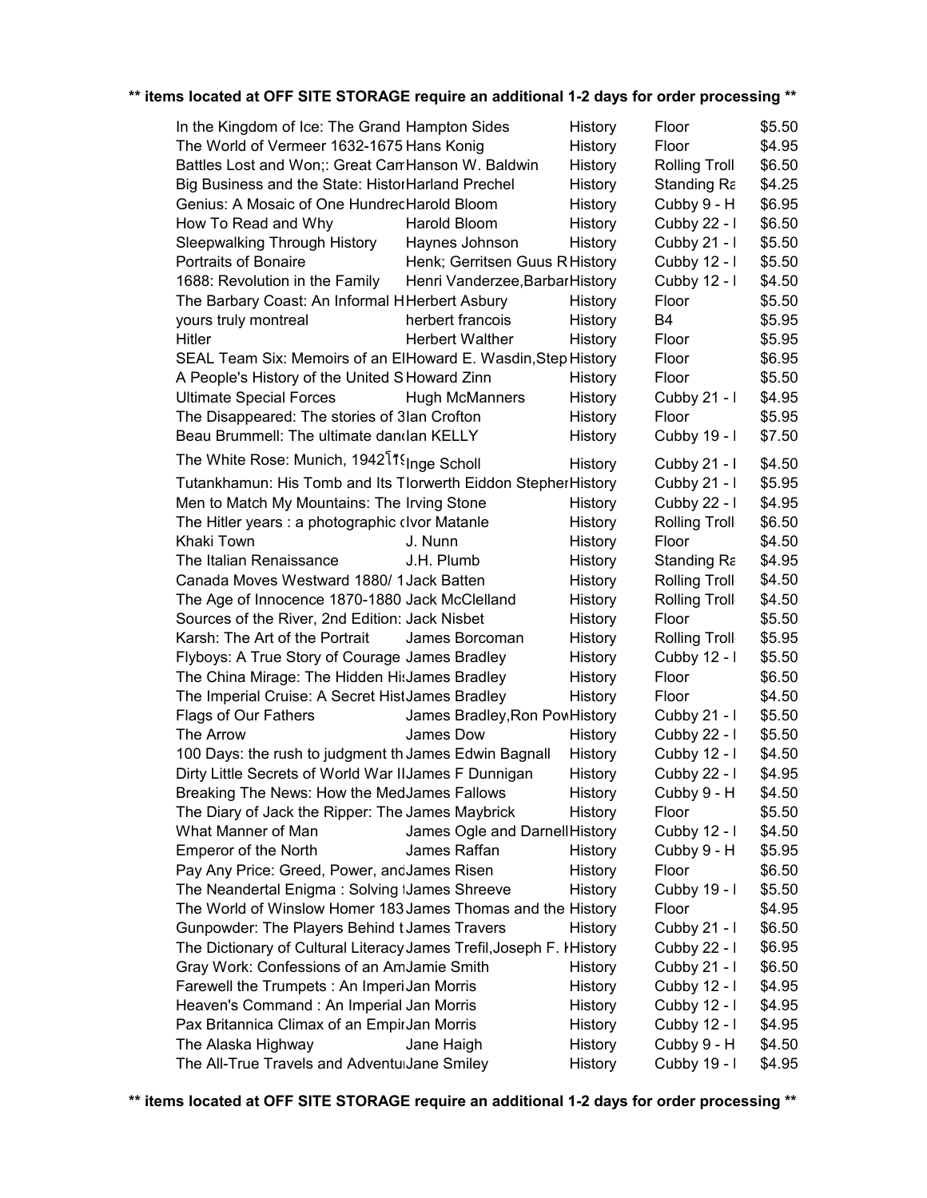**\*\* items located at OFF SITE STORAGE require an additional 1-2 days for order processing \*\***

| Title | Author | Category | Location | Price |
|---|---|---|---|---|
| In the Kingdom of Ice: The Grand | Hampton Sides | History | Floor | $5.50 |
| The World of Vermeer 1632-1675 | Hans Konig | History | Floor | $4.95 |
| Battles Lost and Won;: Great Cam | Hanson W. Baldwin | History | Rolling Troll | $6.50 |
| Big Business and the State: Histor | Harland Prechel | History | Standing Ra | $4.25 |
| Genius: A Mosaic of One Hundred | Harold Bloom | History | Cubby 9 - H | $6.95 |
| How To Read and Why | Harold Bloom | History | Cubby 22 - I | $6.50 |
| Sleepwalking Through History | Haynes Johnson | History | Cubby 21 - I | $5.50 |
| Portraits of Bonaire | Henk; Gerritsen Guus R | History | Cubby 12 - I | $5.50 |
| 1688: Revolution in the Family | Henri Vanderzee,Barbar | History | Cubby 12 - I | $4.50 |
| The Barbary Coast: An Informal H | Herbert Asbury | History | Floor | $5.50 |
| yours truly montreal | herbert francois | History | B4 | $5.95 |
| Hitler | Herbert Walther | History | Floor | $5.95 |
| SEAL Team Six: Memoirs of an El | Howard E. Wasdin,Step | History | Floor | $6.95 |
| A People's History of the United S | Howard Zinn | History | Floor | $5.50 |
| Ultimate Special Forces | Hugh McManners | History | Cubby 21 - I | $4.95 |
| The Disappeared: The stories of 3 | Ian Crofton | History | Floor | $5.95 |
| Beau Brummell: The ultimate dand | Ian KELLY | History | Cubby 19 - I | $7.50 |
| The White Rose: Munich, 1942Ì1‹ | Inge Scholl | History | Cubby 21 - I | $4.50 |
| Tutankhamun: His Tomb and Its T | Iorwerth Eiddon Stepher | History | Cubby 21 - I | $5.95 |
| Men to Match My Mountains: The | Irving Stone | History | Cubby 22 - I | $4.95 |
| The Hitler years : a photographic c | Ivor Matanle | History | Rolling Troll | $6.50 |
| Khaki Town | J. Nunn | History | Floor | $4.50 |
| The Italian Renaissance | J.H. Plumb | History | Standing Ra | $4.95 |
| Canada Moves Westward 1880/ 1 | Jack Batten | History | Rolling Troll | $4.50 |
| The Age of Innocence 1870-1880 | Jack McClelland | History | Rolling Troll | $4.50 |
| Sources of the River, 2nd Edition: | Jack Nisbet | History | Floor | $5.50 |
| Karsh: The Art of the Portrait | James Borcoman | History | Rolling Troll | $5.95 |
| Flyboys: A True Story of Courage | James Bradley | History | Cubby 12 - I | $5.50 |
| The China Mirage: The Hidden His | James Bradley | History | Floor | $6.50 |
| The Imperial Cruise: A Secret Hist | James Bradley | History | Floor | $4.50 |
| Flags of Our Fathers | James Bradley,Ron Pow | History | Cubby 21 - I | $5.50 |
| The Arrow | James Dow | History | Cubby 22 - I | $5.50 |
| 100 Days: the rush to judgment th | James Edwin Bagnall | History | Cubby 12 - I | $4.50 |
| Dirty Little Secrets of World War II | James F Dunnigan | History | Cubby 22 - I | $4.95 |
| Breaking The News: How the Med | James Fallows | History | Cubby 9 - H | $4.50 |
| The Diary of Jack the Ripper: The | James Maybrick | History | Floor | $5.50 |
| What Manner of Man | James Ogle and Darnell | History | Cubby 12 - I | $4.50 |
| Emperor of the North | James Raffan | History | Cubby 9 - H | $5.95 |
| Pay Any Price: Greed, Power, and | James Risen | History | Floor | $6.50 |
| The Neandertal Enigma : Solving t | James Shreeve | History | Cubby 19 - I | $5.50 |
| The World of Winslow Homer 183 | James Thomas and the | History | Floor | $4.95 |
| Gunpowder: The Players Behind t | James Travers | History | Cubby 21 - I | $6.50 |
| The Dictionary of Cultural Literacy | James Trefil,Joseph F. I | History | Cubby 22 - I | $6.95 |
| Gray Work: Confessions of an Am | Jamie Smith | History | Cubby 21 - I | $6.50 |
| Farewell the Trumpets : An Imperi | Jan Morris | History | Cubby 12 - I | $4.95 |
| Heaven's Command : An Imperial | Jan Morris | History | Cubby 12 - I | $4.95 |
| Pax Britannica Climax of an Empir | Jan Morris | History | Cubby 12 - I | $4.95 |
| The Alaska Highway | Jane Haigh | History | Cubby 9 - H | $4.50 |
| The All-True Travels and Adventu | Jane Smiley | History | Cubby 19 - I | $4.95 |

**\*\* items located at OFF SITE STORAGE require an additional 1-2 days for order processing \*\***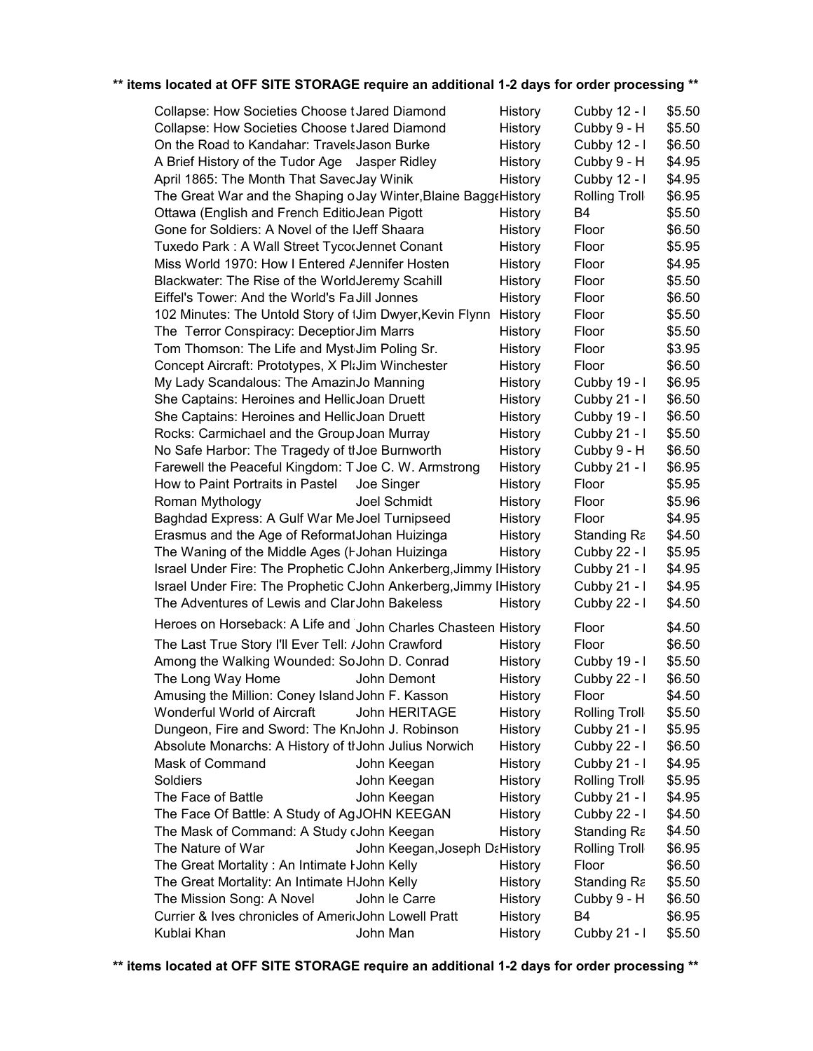**\*\* items located at OFF SITE STORAGE require an additional 1-2 days for order processing \*\***

| Title | Author | Category | Location | Price |
|---|---|---|---|---|
| Collapse: How Societies Choose t | Jared Diamond | History | Cubby 12 - I | $5.50 |
| Collapse: How Societies Choose t | Jared Diamond | History | Cubby 9 - H | $5.50 |
| On the Road to Kandahar: Travels | Jason Burke | History | Cubby 12 - I | $6.50 |
| A Brief History of the Tudor Age | Jasper Ridley | History | Cubby 9 - H | $4.95 |
| April 1865: The Month That Savec | Jay Winik | History | Cubby 12 - I | $4.95 |
| The Great War and the Shaping o | Jay Winter,Blaine Bagge | History | Rolling Troll | $6.95 |
| Ottawa (English and French Editio | Jean Pigott | History | B4 | $5.50 |
| Gone for Soldiers: A Novel of the I | Jeff Shaara | History | Floor | $6.50 |
| Tuxedo Park : A Wall Street Tycoo | Jennet Conant | History | Floor | $5.95 |
| Miss World 1970: How I Entered A | Jennifer Hosten | History | Floor | $4.95 |
| Blackwater: The Rise of the World | Jeremy Scahill | History | Floor | $5.50 |
| Eiffel's Tower: And the World's Fa | Jill Jonnes | History | Floor | $6.50 |
| 102 Minutes: The Untold Story of t | Jim Dwyer,Kevin Flynn | History | Floor | $5.50 |
| The Terror Conspiracy: Deception | Jim Marrs | History | Floor | $5.50 |
| Tom Thomson: The Life and Myst | Jim Poling Sr. | History | Floor | $3.95 |
| Concept Aircraft: Prototypes, X Pl | Jim Winchester | History | Floor | $6.50 |
| My Lady Scandalous: The Amazin | Jo Manning | History | Cubby 19 - I | $6.95 |
| She Captains: Heroines and Hellic | Joan Druett | History | Cubby 21 - I | $6.50 |
| She Captains: Heroines and Hellic | Joan Druett | History | Cubby 19 - I | $6.50 |
| Rocks: Carmichael and the Group | Joan Murray | History | Cubby 21 - I | $5.50 |
| No Safe Harbor: The Tragedy of th | Joe Burnworth | History | Cubby 9 - H | $6.50 |
| Farewell the Peaceful Kingdom: T | Joe C. W. Armstrong | History | Cubby 21 - I | $6.95 |
| How to Paint Portraits in Pastel | Joe Singer | History | Floor | $5.95 |
| Roman Mythology | Joel Schmidt | History | Floor | $5.96 |
| Baghdad Express: A Gulf War Me | Joel Turnipseed | History | Floor | $4.95 |
| Erasmus and the Age of Reformat | Johan Huizinga | History | Standing Ra | $4.50 |
| The Waning of the Middle Ages (H | Johan Huizinga | History | Cubby 22 - I | $5.95 |
| Israel Under Fire: The Prophetic C | John Ankerberg,Jimmy I | History | Cubby 21 - I | $4.95 |
| Israel Under Fire: The Prophetic C | John Ankerberg,Jimmy I | History | Cubby 21 - I | $4.95 |
| The Adventures of Lewis and Clar | John Bakeless | History | Cubby 22 - I | $4.50 |
| Heroes on Horseback: A Life and | John Charles Chasteen | History | Floor | $4.50 |
| The Last True Story I'll Ever Tell: A | John Crawford | History | Floor | $6.50 |
| Among the Walking Wounded: So | John D. Conrad | History | Cubby 19 - I | $5.50 |
| The Long Way Home | John Demont | History | Cubby 22 - I | $6.50 |
| Amusing the Million: Coney Island | John F. Kasson | History | Floor | $4.50 |
| Wonderful World of Aircraft | John HERITAGE | History | Rolling Troll | $5.50 |
| Dungeon, Fire and Sword: The Kn | John J. Robinson | History | Cubby 21 - I | $5.95 |
| Absolute Monarchs: A History of th | John Julius Norwich | History | Cubby 22 - I | $6.50 |
| Mask of Command | John Keegan | History | Cubby 21 - I | $4.95 |
| Soldiers | John Keegan | History | Rolling Troll | $5.95 |
| The Face of Battle | John Keegan | History | Cubby 21 - I | $4.95 |
| The Face Of Battle: A Study of Ag | JOHN KEEGAN | History | Cubby 22 - I | $4.50 |
| The Mask of Command: A Study o | John Keegan | History | Standing Ra | $4.50 |
| The Nature of War | John Keegan,Joseph Da | History | Rolling Troll | $6.95 |
| The Great Mortality : An Intimate H | John Kelly | History | Floor | $6.50 |
| The Great Mortality: An Intimate H | John Kelly | History | Standing Ra | $5.50 |
| The Mission Song: A Novel | John le Carre | History | Cubby 9 - H | $6.50 |
| Currier & Ives chronicles of Ameri | John Lowell Pratt | History | B4 | $6.95 |
| Kublai Khan | John Man | History | Cubby 21 - I | $5.50 |

**\*\* items located at OFF SITE STORAGE require an additional 1-2 days for order processing \*\***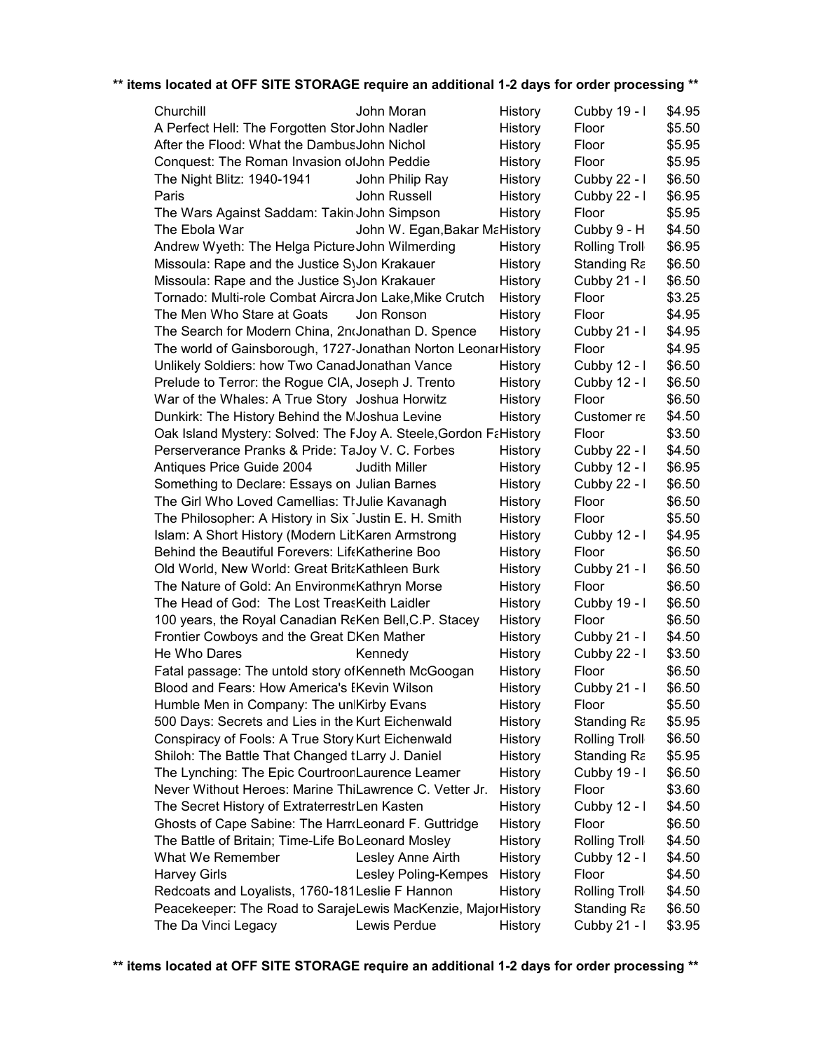**\*\* items located at OFF SITE STORAGE require an additional 1-2 days for order processing \*\***

| Title | Author | Category | Location | Price |
|---|---|---|---|---|
| Churchill | John Moran | History | Cubby 19 - I | $4.95 |
| A Perfect Hell: The Forgotten Stor | John Nadler | History | Floor | $5.50 |
| After the Flood: What the Dambus | John Nichol | History | Floor | $5.95 |
| Conquest: The Roman Invasion o | John Peddie | History | Floor | $5.95 |
| The Night Blitz: 1940-1941 | John Philip Ray | History | Cubby 22 - I | $6.50 |
| Paris | John Russell | History | Cubby 22 - I | $6.95 |
| The Wars Against Saddam: Takin | John Simpson | History | Floor | $5.95 |
| The Ebola War | John W. Egan,Bakar Ma | History | Cubby 9 - H | $4.50 |
| Andrew Wyeth: The Helga Picture | John Wilmerding | History | Rolling Troll | $6.95 |
| Missoula: Rape and the Justice S | Jon Krakauer | History | Standing Ra | $6.50 |
| Missoula: Rape and the Justice S | Jon Krakauer | History | Cubby 21 - I | $6.50 |
| Tornado: Multi-role Combat Aircra | Jon Lake,Mike Crutch | History | Floor | $3.25 |
| The Men Who Stare at Goats | Jon Ronson | History | Floor | $4.95 |
| The Search for Modern China, 2n | Jonathan D. Spence | History | Cubby 21 - I | $4.95 |
| The world of Gainsborough, 1727- | Jonathan Norton Leonar | History | Floor | $4.95 |
| Unlikely Soldiers: how Two Canad | Jonathan Vance | History | Cubby 12 - I | $6.50 |
| Prelude to Terror: the Rogue CIA, | Joseph J. Trento | History | Cubby 12 - I | $6.50 |
| War of the Whales: A True Story | Joshua Horwitz | History | Floor | $6.50 |
| Dunkirk: The History Behind the M | Joshua Levine | History | Customer re | $4.50 |
| Oak Island Mystery: Solved: The F | Joy A. Steele,Gordon Fa | History | Floor | $3.50 |
| Perserverance Pranks & Pride: Ta | Joy V. C. Forbes | History | Cubby 22 - I | $4.50 |
| Antiques Price Guide 2004 | Judith Miller | History | Cubby 12 - I | $6.95 |
| Something to Declare: Essays on | Julian Barnes | History | Cubby 22 - I | $6.50 |
| The Girl Who Loved Camellias: Th | Julie Kavanagh | History | Floor | $6.50 |
| The Philosopher: A History in Six | Justin E. H. Smith | History | Floor | $5.50 |
| Islam: A Short History (Modern Lib | Karen Armstrong | History | Cubby 12 - I | $4.95 |
| Behind the Beautiful Forevers: Life | Katherine Boo | History | Floor | $6.50 |
| Old World, New World: Great Brita | Kathleen Burk | History | Cubby 21 - I | $6.50 |
| The Nature of Gold: An Environme | Kathryn Morse | History | Floor | $6.50 |
| The Head of God: The Lost Treas | Keith Laidler | History | Cubby 19 - I | $6.50 |
| 100 years, the Royal Canadian Re | Ken Bell,C.P. Stacey | History | Floor | $6.50 |
| Frontier Cowboys and the Great D | Ken Mather | History | Cubby 21 - I | $4.50 |
| He Who Dares | Kennedy | History | Cubby 22 - I | $3.50 |
| Fatal passage: The untold story of | Kenneth McGoogan | History | Floor | $6.50 |
| Blood and Fears: How America's I | Kevin Wilson | History | Cubby 21 - I | $6.50 |
| Humble Men in Company: The un | Kirby Evans | History | Floor | $5.50 |
| 500 Days: Secrets and Lies in the | Kurt Eichenwald | History | Standing Ra | $5.95 |
| Conspiracy of Fools: A True Story | Kurt Eichenwald | History | Rolling Troll | $6.50 |
| Shiloh: The Battle That Changed t | Larry J. Daniel | History | Standing Ra | $5.95 |
| The Lynching: The Epic Courtroor | Laurence Leamer | History | Cubby 19 - I | $6.50 |
| Never Without Heroes: Marine Thi | Lawrence C. Vetter Jr. | History | Floor | $3.60 |
| The Secret History of Extraterrestr | Len Kasten | History | Cubby 12 - I | $4.50 |
| Ghosts of Cape Sabine: The Harr | Leonard F. Guttridge | History | Floor | $6.50 |
| The Battle of Britain; Time-Life Bo | Leonard Mosley | History | Rolling Troll | $4.50 |
| What We Remember | Lesley Anne Airth | History | Cubby 12 - I | $4.50 |
| Harvey Girls | Lesley Poling-Kempes | History | Floor | $4.50 |
| Redcoats and Loyalists, 1760-181 | Leslie F Hannon | History | Rolling Troll | $4.50 |
| Peacekeeper: The Road to Saraje | Lewis MacKenzie, Major | History | Standing Ra | $6.50 |
| The Da Vinci Legacy | Lewis Perdue | History | Cubby 21 - I | $3.95 |

**\*\* items located at OFF SITE STORAGE require an additional 1-2 days for order processing \*\***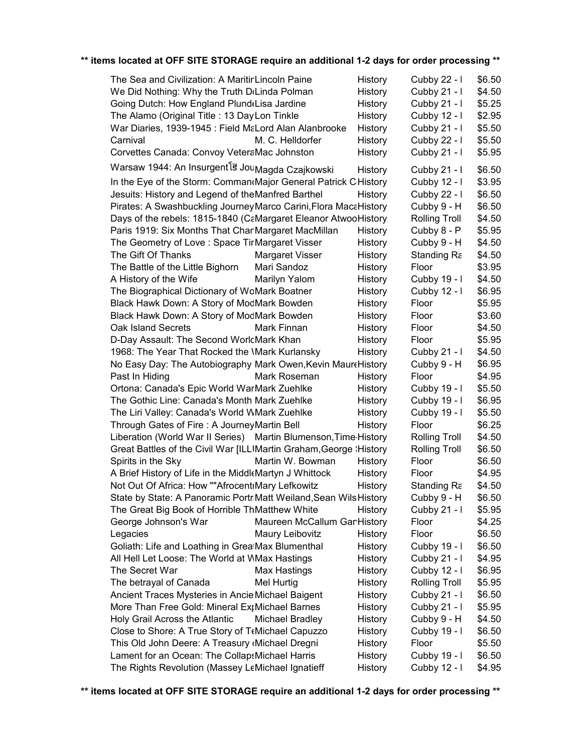**** items located at OFF SITE STORAGE require an additional 1-2 days for order processing ****

| | | | | |
|---|---|---|---|---|
| The Sea and Civilization: A Maritir | Lincoln Paine | History | Cubby 22 - I | $6.50 |
| We Did Nothing: Why the Truth D | Linda Polman | History | Cubby 21 - I | $4.50 |
| Going Dutch: How England Plund | Lisa Jardine | History | Cubby 21 - I | $5.25 |
| The Alamo (Original Title : 13 Day | Lon Tinkle | History | Cubby 12 - I | $2.95 |
| War Diaries, 1939-1945 : Field Ma | Lord Alan Alanbrooke | History | Cubby 21 - I | $5.50 |
| Carnival | M. C. Helldorfer | History | Cubby 22 - I | $5.50 |
| Corvettes Canada: Convoy Vetera | Mac Johnston | History | Cubby 21 - I | $5.95 |
| Warsaw 1944: An Insurgentโ๏ Jou | Magda Czajkowski | History | Cubby 21 - I | $6.50 |
| In the Eye of the Storm: Comman | Major General Patrick C | History | Cubby 12 - I | $3.95 |
| Jesuits: History and Legend of the | Manfred Barthel | History | Cubby 22 - I | $6.50 |
| Pirates: A Swashbuckling Journey | Marco Carini,Flora Maca | History | Cubby 9 - H | $6.50 |
| Days of the rebels: 1815-1840 (Ca | Margaret Eleanor Atwoo | History | Rolling Troll | $4.50 |
| Paris 1919: Six Months That Char | Margaret MacMillan | History | Cubby 8 - P | $5.95 |
| The Geometry of Love : Space Tir | Margaret Visser | History | Cubby 9 - H | $4.50 |
| The Gift Of Thanks | Margaret Visser | History | Standing Ra | $4.50 |
| The Battle of the Little Bighorn | Mari Sandoz | History | Floor | $3.95 |
| A History of the Wife | Marilyn Yalom | History | Cubby 19 - I | $4.50 |
| The Biographical Dictionary of Wo | Mark Boatner | History | Cubby 12 - I | $6.95 |
| Black Hawk Down: A Story of Mod | Mark Bowden | History | Floor | $5.95 |
| Black Hawk Down: A Story of Mod | Mark Bowden | History | Floor | $3.60 |
| Oak Island Secrets | Mark Finnan | History | Floor | $4.50 |
| D-Day Assault: The Second Worl | Mark Khan | History | Floor | $5.95 |
| 1968: The Year That Rocked the \ | Mark Kurlansky | History | Cubby 21 - I | $4.50 |
| No Easy Day: The Autobiography | Mark Owen,Kevin Maure | History | Cubby 9 - H | $6.95 |
| Past In Hiding | Mark Roseman | History | Floor | $4.95 |
| Ortona: Canada's Epic World War | Mark Zuehlke | History | Cubby 19 - I | $5.50 |
| The Gothic Line: Canada's Month | Mark Zuehlke | History | Cubby 19 - I | $6.95 |
| The Liri Valley: Canada's World W | Mark Zuehlke | History | Cubby 19 - I | $5.50 |
| Through Gates of Fire : A Journey | Martin Bell | History | Floor | $6.25 |
| Liberation (World War II Series) | Martin Blumenson,Time | History | Rolling Troll | $4.50 |
| Great Battles of the Civil War [ILL | Martin Graham,George | History | Rolling Troll | $6.50 |
| Spirits in the Sky | Martin W. Bowman | History | Floor | $6.50 |
| A Brief History of Life in the Middl | Martyn J Whittock | History | Floor | $4.95 |
| Not Out Of Africa: How ""Afrocent | Mary Lefkowitz | History | Standing Ra | $4.50 |
| State by State: A Panoramic Portr | Matt Weiland,Sean Wils | History | Cubby 9 - H | $6.50 |
| The Great Big Book of Horrible Th | Matthew White | History | Cubby 21 - I | $5.95 |
| George Johnson's War | Maureen McCallum Gar | History | Floor | $4.25 |
| Legacies | Maury Leibovitz | History | Floor | $6.50 |
| Goliath: Life and Loathing in Grea | Max Blumenthal | History | Cubby 19 - I | $6.50 |
| All Hell Let Loose: The World at W | Max Hastings | History | Cubby 21 - I | $4.95 |
| The Secret War | Max Hastings | History | Cubby 12 - I | $6.95 |
| The betrayal of Canada | Mel Hurtig | History | Rolling Troll | $5.95 |
| Ancient Traces Mysteries in Ancie | Michael Baigent | History | Cubby 21 - I | $6.50 |
| More Than Free Gold: Mineral Ex | Michael Barnes | History | Cubby 21 - I | $5.95 |
| Holy Grail Across the Atlantic | Michael Bradley | History | Cubby 9 - H | $4.50 |
| Close to Shore: A True Story of T | Michael Capuzzo | History | Cubby 19 - I | $6.50 |
| This Old John Deere: A Treasury ( | Michael Dregni | History | Floor | $5.50 |
| Lament for an Ocean: The Collaps | Michael Harris | History | Cubby 19 - I | $6.50 |
| The Rights Revolution (Massey Le | Michael Ignatieff | History | Cubby 12 - I | $4.95 |

**** items located at OFF SITE STORAGE require an additional 1-2 days for order processing ****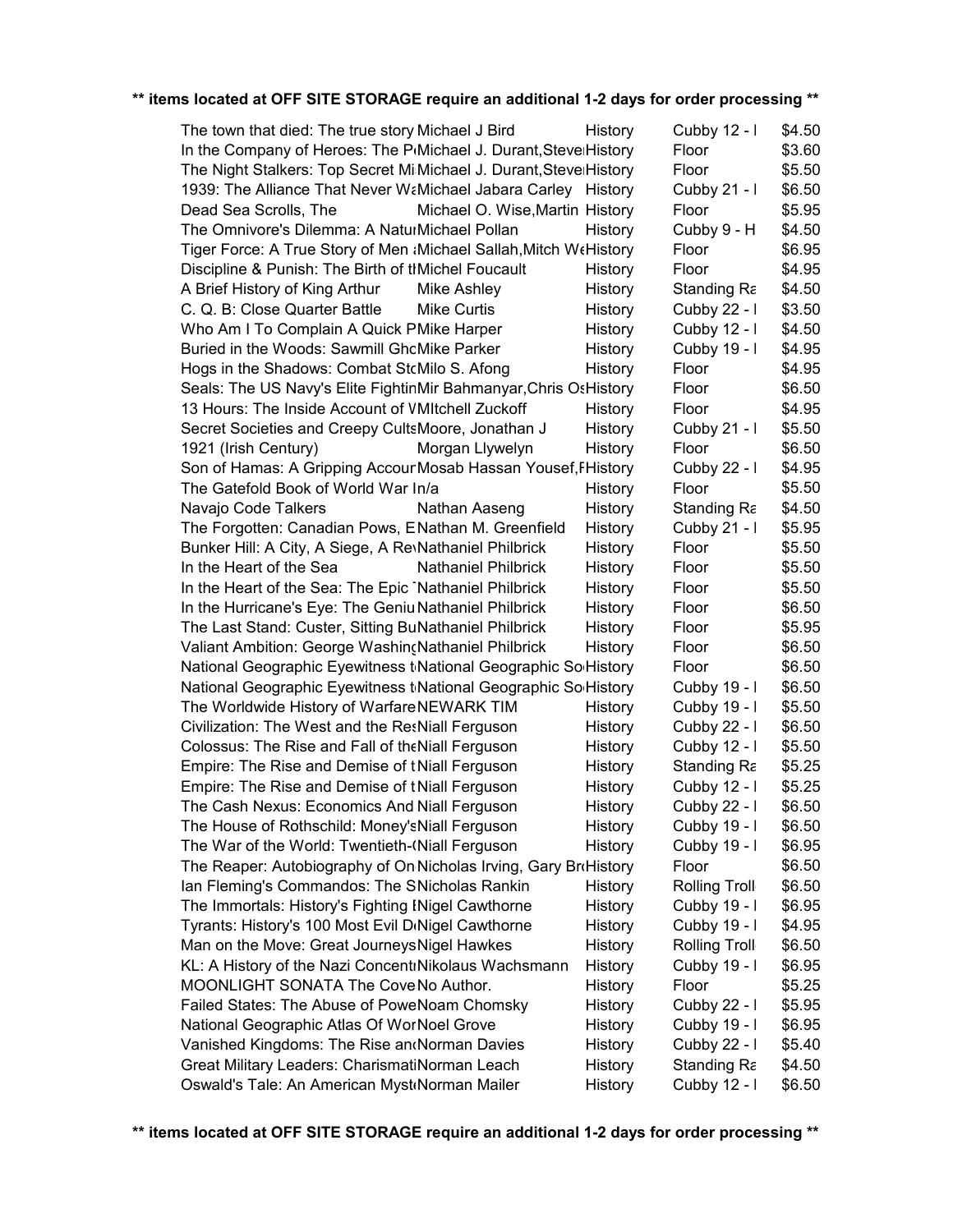**** items located at OFF SITE STORAGE require an additional 1-2 days for order processing ****

| Title | Author | Category | Location | Price |
|---|---|---|---|---|
| The town that died: The true story | Michael J Bird | History | Cubby 12 - I | $4.50 |
| In the Company of Heroes: The P | Michael J. Durant,Steve | History | Floor | $3.60 |
| The Night Stalkers: Top Secret Mi | Michael J. Durant,Steve | History | Floor | $5.50 |
| 1939: The Alliance That Never W | Michael Jabara Carley | History | Cubby 21 - I | $6.50 |
| Dead Sea Scrolls, The | Michael O. Wise,Martin | History | Floor | $5.95 |
| The Omnivore's Dilemma: A Natu | Michael Pollan | History | Cubby 9 - H | $4.50 |
| Tiger Force: A True Story of Men | Michael Sallah,Mitch W | History | Floor | $6.95 |
| Discipline & Punish: The Birth of t | Michel Foucault | History | Floor | $4.95 |
| A Brief History of King Arthur | Mike Ashley | History | Standing Ra | $4.50 |
| C. Q. B: Close Quarter Battle | Mike Curtis | History | Cubby 22 - I | $3.50 |
| Who Am I To Complain A Quick P | Mike Harper | History | Cubby 12 - I | $4.50 |
| Buried in the Woods: Sawmill Gho | Mike Parker | History | Cubby 19 - I | $4.95 |
| Hogs in the Shadows: Combat St | Milo S. Afong | History | Floor | $4.95 |
| Seals: The US Navy's Elite Fightin | Mir Bahmanyar,Chris O | History | Floor | $6.50 |
| 13 Hours: The Inside Account of V | MItchell Zuckoff | History | Floor | $4.95 |
| Secret Societies and Creepy Cults | Moore, Jonathan J | History | Cubby 21 - I | $5.50 |
| 1921 (Irish Century) | Morgan Llywelyn | History | Floor | $6.50 |
| Son of Hamas: A Gripping Accour | Mosab Hassan Yousef,F | History | Cubby 22 - I | $4.95 |
| The Gatefold Book of World War I | n/a | History | Floor | $5.50 |
| Navajo Code Talkers | Nathan Aaseng | History | Standing Ra | $4.50 |
| The Forgotten: Canadian Pows, E | Nathan M. Greenfield | History | Cubby 21 - I | $5.95 |
| Bunker Hill: A City, A Siege, A Re | Nathaniel Philbrick | History | Floor | $5.50 |
| In the Heart of the Sea | Nathaniel Philbrick | History | Floor | $5.50 |
| In the Heart of the Sea: The Epic | Nathaniel Philbrick | History | Floor | $5.50 |
| In the Hurricane's Eye: The Geniu | Nathaniel Philbrick | History | Floor | $6.50 |
| The Last Stand: Custer, Sitting Bu | Nathaniel Philbrick | History | Floor | $5.95 |
| Valiant Ambition: George Washing | Nathaniel Philbrick | History | Floor | $6.50 |
| National Geographic Eyewitness t | National Geographic So | History | Floor | $6.50 |
| National Geographic Eyewitness t | National Geographic So | History | Cubby 19 - I | $6.50 |
| The Worldwide History of Warfare | NEWARK TIM | History | Cubby 19 - I | $5.50 |
| Civilization: The West and the Re | Niall Ferguson | History | Cubby 22 - I | $6.50 |
| Colossus: The Rise and Fall of the | Niall Ferguson | History | Cubby 12 - I | $5.50 |
| Empire: The Rise and Demise of t | Niall Ferguson | History | Standing Ra | $5.25 |
| Empire: The Rise and Demise of t | Niall Ferguson | History | Cubby 12 - I | $5.25 |
| The Cash Nexus: Economics And | Niall Ferguson | History | Cubby 22 - I | $6.50 |
| The House of Rothschild: Money's | Niall Ferguson | History | Cubby 19 - I | $6.50 |
| The War of the World: Twentieth-( | Niall Ferguson | History | Cubby 19 - I | $6.95 |
| The Reaper: Autobiography of On | Nicholas Irving, Gary Br | History | Floor | $6.50 |
| Ian Fleming's Commandos: The S | Nicholas Rankin | History | Rolling Troll | $6.50 |
| The Immortals: History's Fighting I | Nigel Cawthorne | History | Cubby 19 - I | $6.95 |
| Tyrants: History's 100 Most Evil D | Nigel Cawthorne | History | Cubby 19 - I | $4.95 |
| Man on the Move: Great Journeys | Nigel Hawkes | History | Rolling Troll | $6.50 |
| KL: A History of the Nazi Concent | Nikolaus Wachsmann | History | Cubby 19 - I | $6.95 |
| MOONLIGHT SONATA The Cove | No Author. | History | Floor | $5.25 |
| Failed States: The Abuse of Powe | Noam Chomsky | History | Cubby 22 - I | $5.95 |
| National Geographic Atlas Of Wor | Noel Grove | History | Cubby 19 - I | $6.95 |
| Vanished Kingdoms: The Rise and | Norman Davies | History | Cubby 22 - I | $5.40 |
| Great Military Leaders: Charismati | Norman Leach | History | Standing Ra | $4.50 |
| Oswald's Tale: An American Myst | Norman Mailer | History | Cubby 12 - I | $6.50 |

**** items located at OFF SITE STORAGE require an additional 1-2 days for order processing ****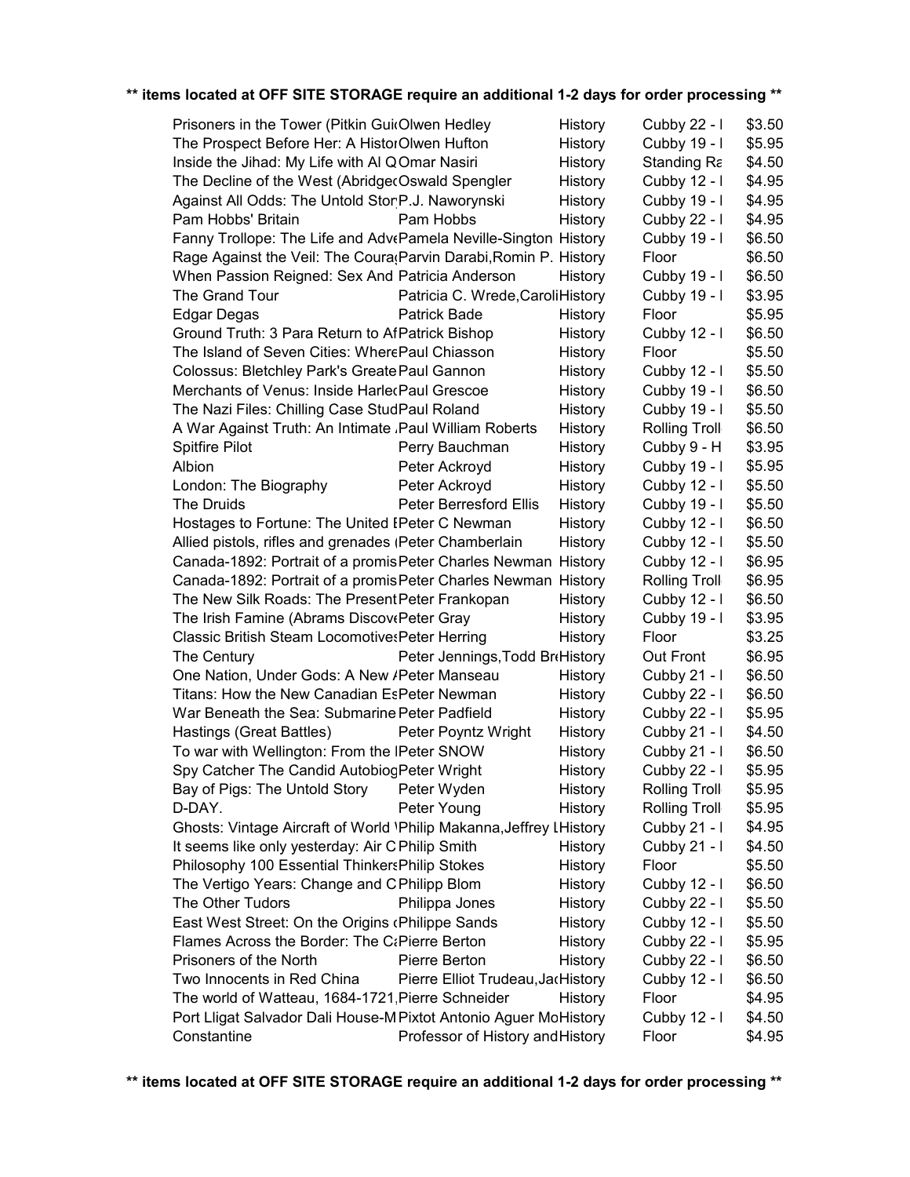**** items located at OFF SITE STORAGE require an additional 1-2 days for order processing ****

| Title | Author | Category | Location | Price |
|---|---|---|---|---|
| Prisoners in the Tower (Pitkin Gui | Olwen Hedley | History | Cubby 22 - l | $3.50 |
| The Prospect Before Her: A Histor | Olwen Hufton | History | Cubby 19 - l | $5.95 |
| Inside the Jihad: My Life with Al Q | Omar Nasiri | History | Standing Ra | $4.50 |
| The Decline of the West (Abridged | Oswald Spengler | History | Cubby 12 - l | $4.95 |
| Against All Odds: The Untold Stor | P.J. Naworynski | History | Cubby 19 - l | $4.95 |
| Pam Hobbs' Britain | Pam Hobbs | History | Cubby 22 - l | $4.95 |
| Fanny Trollope: The Life and Adve | Pamela Neville-Sington | History | Cubby 19 - l | $6.50 |
| Rage Against the Veil: The Coura | Parvin Darabi,Romin P. | History | Floor | $6.50 |
| When Passion Reigned: Sex And | Patricia Anderson | History | Cubby 19 - l | $6.50 |
| The Grand Tour | Patricia C. Wrede,Caroli | History | Cubby 19 - l | $3.95 |
| Edgar Degas | Patrick Bade | History | Floor | $5.95 |
| Ground Truth: 3 Para Return to Af | Patrick Bishop | History | Cubby 12 - l | $6.50 |
| The Island of Seven Cities: Where | Paul Chiasson | History | Floor | $5.50 |
| Colossus: Bletchley Park's Greate | Paul Gannon | History | Cubby 12 - l | $5.50 |
| Merchants of Venus: Inside Harle | Paul Grescoe | History | Cubby 19 - l | $6.50 |
| The Nazi Files: Chilling Case Stud | Paul Roland | History | Cubby 19 - l | $5.50 |
| A War Against Truth: An Intimate | Paul William Roberts | History | Rolling Troll | $6.50 |
| Spitfire Pilot | Perry Bauchman | History | Cubby 9 - H | $3.95 |
| Albion | Peter Ackroyd | History | Cubby 19 - l | $5.95 |
| London: The Biography | Peter Ackroyd | History | Cubby 12 - l | $5.50 |
| The Druids | Peter Berresford Ellis | History | Cubby 19 - l | $5.50 |
| Hostages to Fortune: The United E | Peter C Newman | History | Cubby 12 - l | $6.50 |
| Allied pistols, rifles and grenades ( | Peter Chamberlain | History | Cubby 12 - l | $5.50 |
| Canada-1892: Portrait of a promis | Peter Charles Newman | History | Cubby 12 - l | $6.95 |
| Canada-1892: Portrait of a promis | Peter Charles Newman | History | Rolling Troll | $6.95 |
| The New Silk Roads: The Present | Peter Frankopan | History | Cubby 12 - l | $6.50 |
| The Irish Famine (Abrams Discove | Peter Gray | History | Cubby 19 - l | $3.95 |
| Classic British Steam Locomotives | Peter Herring | History | Floor | $3.25 |
| The Century | Peter Jennings,Todd Br | History | Out Front | $6.95 |
| One Nation, Under Gods: A New | Peter Manseau | History | Cubby 21 - l | $6.50 |
| Titans: How the New Canadian Es | Peter Newman | History | Cubby 22 - l | $6.50 |
| War Beneath the Sea: Submarine | Peter Padfield | History | Cubby 22 - l | $5.95 |
| Hastings (Great Battles) | Peter Poyntz Wright | History | Cubby 21 - l | $4.50 |
| To war with Wellington: From the I | Peter SNOW | History | Cubby 21 - l | $6.50 |
| Spy Catcher The Candid Autobiog | Peter Wright | History | Cubby 22 - l | $5.95 |
| Bay of Pigs: The Untold Story | Peter Wyden | History | Rolling Troll | $5.95 |
| D-DAY. | Peter Young | History | Rolling Troll | $5.95 |
| Ghosts: Vintage Aircraft of World | Philip Makanna,Jeffrey L | History | Cubby 21 - l | $4.95 |
| It seems like only yesterday: Air C | Philip Smith | History | Cubby 21 - l | $4.50 |
| Philosophy 100 Essential Thinkers | Philip Stokes | History | Floor | $5.50 |
| The Vertigo Years: Change and C | Philipp Blom | History | Cubby 12 - l | $6.50 |
| The Other Tudors | Philippa Jones | History | Cubby 22 - l | $5.50 |
| East West Street: On the Origins ( | Philippe Sands | History | Cubby 12 - l | $5.50 |
| Flames Across the Border: The C | Pierre Berton | History | Cubby 22 - l | $5.95 |
| Prisoners of the North | Pierre Berton | History | Cubby 22 - l | $6.50 |
| Two Innocents in Red China | Pierre Elliot Trudeau,Ja | History | Cubby 12 - l | $6.50 |
| The world of Watteau, 1684-1721, | Pierre Schneider | History | Floor | $4.95 |
| Port Lligat Salvador Dali House-M | Pixtot Antonio Aguer Mo | History | Cubby 12 - l | $4.50 |
| Constantine | Professor of History and | History | Floor | $4.95 |

**** items located at OFF SITE STORAGE require an additional 1-2 days for order processing ****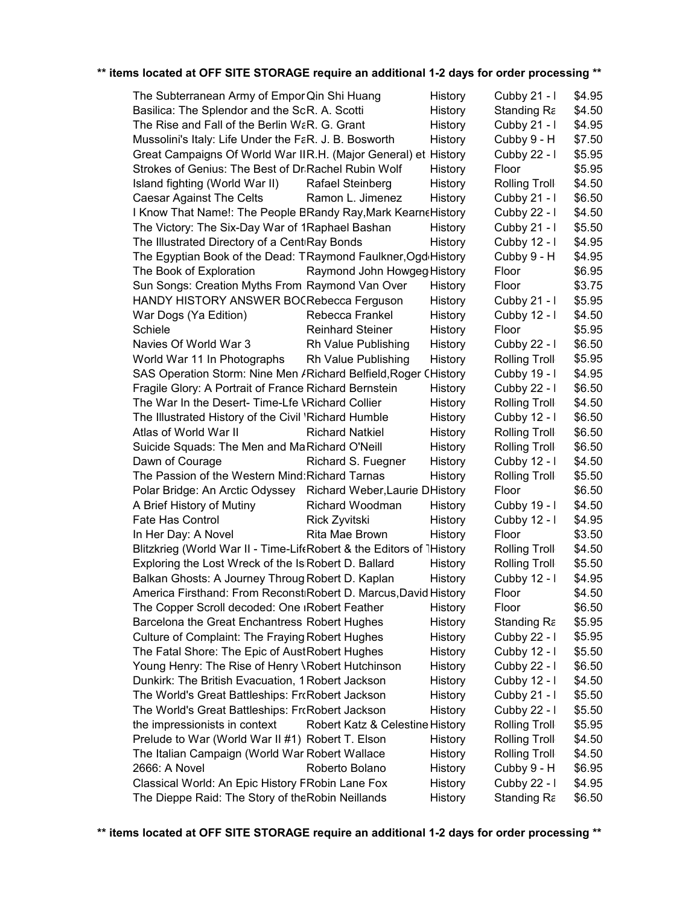**\*\* items located at OFF SITE STORAGE require an additional 1-2 days for order processing \*\***

| Title | Author | Category | Location | Price |
|---|---|---|---|---|
| The Subterranean Army of Empor | Qin Shi Huang | History | Cubby 21 - I | $4.95 |
| Basilica: The Splendor and the Sc | R. A. Scotti | History | Standing Ra | $4.50 |
| The Rise and Fall of the Berlin Wa | R. G. Grant | History | Cubby 21 - I | $4.95 |
| Mussolini's Italy: Life Under the Fa | R. J. B. Bosworth | History | Cubby 9 - H | $7.50 |
| Great Campaigns Of World War II | R.H. (Major General) et | History | Cubby 22 - I | $5.95 |
| Strokes of Genius: The Best of Dr | Rachel Rubin Wolf | History | Floor | $5.95 |
| Island fighting (World War II) | Rafael Steinberg | History | Rolling Troll | $4.50 |
| Caesar Against The Celts | Ramon L. Jimenez | History | Cubby 21 - I | $6.50 |
| I Know That Name!: The People B | Randy Ray,Mark Kearne | History | Cubby 22 - I | $4.50 |
| The Victory: The Six-Day War of 1 | Raphael Bashan | History | Cubby 21 - I | $5.50 |
| The Illustrated Directory of a Cent | Ray Bonds | History | Cubby 12 - I | $4.95 |
| The Egyptian Book of the Dead: T | Raymond Faulkner,Ogd | History | Cubby 9 - H | $4.95 |
| The Book of Exploration | Raymond John Howgeg | History | Floor | $6.95 |
| Sun Songs: Creation Myths From | Raymond Van Over | History | Floor | $3.75 |
| HANDY HISTORY ANSWER BOC | Rebecca Ferguson | History | Cubby 21 - I | $5.95 |
| War Dogs (Ya Edition) | Rebecca Frankel | History | Cubby 12 - I | $4.50 |
| Schiele | Reinhard Steiner | History | Floor | $5.95 |
| Navies Of World War 3 | Rh Value Publishing | History | Cubby 22 - I | $6.50 |
| World War 11 In Photographs | Rh Value Publishing | History | Rolling Troll | $5.95 |
| SAS Operation Storm: Nine Men A | Richard Belfield,Roger C | History | Cubby 19 - I | $4.95 |
| Fragile Glory: A Portrait of France | Richard Bernstein | History | Cubby 22 - I | $6.50 |
| The War In the Desert- Time-Lfe W | Richard Collier | History | Rolling Troll | $4.50 |
| The Illustrated History of the Civil W | Richard Humble | History | Cubby 12 - I | $6.50 |
| Atlas of World War II | Richard Natkiel | History | Rolling Troll | $6.50 |
| Suicide Squads: The Men and Ma | Richard O'Neill | History | Rolling Troll | $6.50 |
| Dawn of Courage | Richard S. Fuegner | History | Cubby 12 - I | $4.50 |
| The Passion of the Western Mind: | Richard Tarnas | History | Rolling Troll | $5.50 |
| Polar Bridge: An Arctic Odyssey | Richard Weber,Laurie D | History | Floor | $6.50 |
| A Brief History of Mutiny | Richard Woodman | History | Cubby 19 - I | $4.50 |
| Fate Has Control | Rick Zyvitski | History | Cubby 12 - I | $4.95 |
| In Her Day: A Novel | Rita Mae Brown | History | Floor | $3.50 |
| Blitzkrieg (World War II - Time-Life | Robert & the Editors of T | History | Rolling Troll | $4.50 |
| Exploring the Lost Wreck of the Is | Robert D. Ballard | History | Rolling Troll | $5.50 |
| Balkan Ghosts: A Journey Throug | Robert D. Kaplan | History | Cubby 12 - I | $4.95 |
| America Firsthand: From Reconstr | Robert D. Marcus,David | History | Floor | $4.50 |
| The Copper Scroll decoded: One r | Robert Feather | History | Floor | $6.50 |
| Barcelona the Great Enchantress | Robert Hughes | History | Standing Ra | $5.95 |
| Culture of Complaint: The Fraying | Robert Hughes | History | Cubby 22 - I | $5.95 |
| The Fatal Shore: The Epic of Aust | Robert Hughes | History | Cubby 12 - I | $5.50 |
| Young Henry: The Rise of Henry V | Robert Hutchinson | History | Cubby 22 - I | $6.50 |
| Dunkirk: The British Evacuation, 1 | Robert Jackson | History | Cubby 12 - I | $4.50 |
| The World's Great Battleships: Fro | Robert Jackson | History | Cubby 21 - I | $5.50 |
| The World's Great Battleships: Fro | Robert Jackson | History | Cubby 22 - I | $5.50 |
| the impressionists in context | Robert Katz & Celestine | History | Rolling Troll | $5.95 |
| Prelude to War (World War II #1) | Robert T. Elson | History | Rolling Troll | $4.50 |
| The Italian Campaign (World War | Robert Wallace | History | Rolling Troll | $4.50 |
| 2666: A Novel | Roberto Bolano | History | Cubby 9 - H | $6.95 |
| Classical World: An Epic History F | Robin Lane Fox | History | Cubby 22 - I | $4.95 |
| The Dieppe Raid: The Story of the | Robin Neillands | History | Standing Ra | $6.50 |

**\*\* items located at OFF SITE STORAGE require an additional 1-2 days for order processing \*\***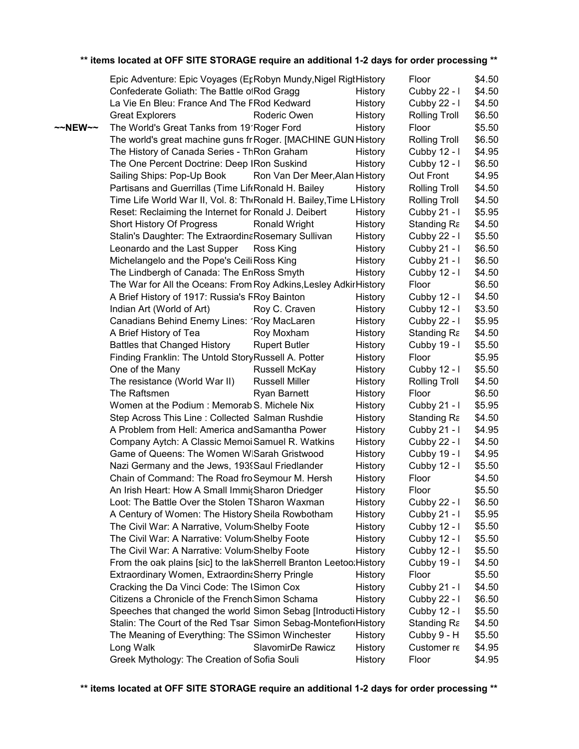**\*\* items located at OFF SITE STORAGE require an additional 1-2 days for order processing \*\***

| | Title | Author | Category | Location | Price |
|---|---|---|---|---|---|
| | Epic Adventure: Epic Voyages (Ep | Robyn Mundy,Nigel Rigl | History | Floor | $4.50 |
| | Confederate Goliath: The Battle of | Rod Gragg | History | Cubby 22 - I | $4.50 |
| | La Vie En Bleu: France And The F | Rod Kedward | History | Cubby 22 - I | $4.50 |
| | Great Explorers | Roderic Owen | History | Rolling Troll | $6.50 |
| ~~NEW~~ | The World's Great Tanks from 19 | Roger Ford | History | Floor | $5.50 |
| | The world's great machine guns fr | Roger. [MACHINE GUN | History | Rolling Troll | $6.50 |
| | The History of Canada Series - Th | Ron Graham | History | Cubby 12 - I | $4.95 |
| | The One Percent Doctrine: Deep I | Ron Suskind | History | Cubby 12 - I | $6.50 |
| | Sailing Ships: Pop-Up Book | Ron Van Der Meer,Alan | History | Out Front | $4.95 |
| | Partisans and Guerrillas (Time Life | Ronald H. Bailey | History | Rolling Troll | $4.50 |
| | Time Life World War II, Vol. 8: The | Ronald H. Bailey,Time L | History | Rolling Troll | $4.50 |
| | Reset: Reclaiming the Internet for | Ronald J. Deibert | History | Cubby 21 - I | $5.95 |
| | Short History Of Progress | Ronald Wright | History | Standing Ra | $4.50 |
| | Stalin's Daughter: The Extraordina | Rosemary Sullivan | History | Cubby 22 - I | $5.50 |
| | Leonardo and the Last Supper | Ross King | History | Cubby 21 - I | $6.50 |
| | Michelangelo and the Pope's Ceili | Ross King | History | Cubby 21 - I | $6.50 |
| | The Lindbergh of Canada: The Er | Ross Smyth | History | Cubby 12 - I | $4.50 |
| | The War for All the Oceans: From | Roy Adkins,Lesley Adkin | History | Floor | $6.50 |
| | A Brief History of 1917: Russia's F | Roy Bainton | History | Cubby 12 - I | $4.50 |
| | Indian Art (World of Art) | Roy C. Craven | History | Cubby 12 - I | $3.50 |
| | Canadians Behind Enemy Lines: ' | Roy MacLaren | History | Cubby 22 - I | $5.95 |
| | A Brief History of Tea | Roy Moxham | History | Standing Ra | $4.50 |
| | Battles that Changed History | Rupert Butler | History | Cubby 19 - I | $5.50 |
| | Finding Franklin: The Untold Story | Russell A. Potter | History | Floor | $5.95 |
| | One of the Many | Russell McKay | History | Cubby 12 - I | $5.50 |
| | The resistance (World War II) | Russell Miller | History | Rolling Troll | $4.50 |
| | The Raftsmen | Ryan Barnett | History | Floor | $6.50 |
| | Women at the Podium : Memorab | S. Michele Nix | History | Cubby 21 - I | $5.95 |
| | Step Across This Line : Collected | Salman Rushdie | History | Standing Ra | $4.50 |
| | A Problem from Hell: America and | Samantha Power | History | Cubby 21 - I | $4.95 |
| | Company Aytch: A Classic Memoi | Samuel R. Watkins | History | Cubby 22 - I | $4.50 |
| | Game of Queens: The Women W | Sarah Gristwood | History | Cubby 19 - I | $4.95 |
| | Nazi Germany and the Jews, 193 | Saul Friedlander | History | Cubby 12 - I | $5.50 |
| | Chain of Command: The Road fro | Seymour M. Hersh | History | Floor | $4.50 |
| | An Irish Heart: How A Small Immi | Sharon Driedger | History | Floor | $5.50 |
| | Loot: The Battle Over the Stolen T | Sharon Waxman | History | Cubby 22 - I | $6.50 |
| | A Century of Women: The History | Sheila Rowbotham | History | Cubby 21 - I | $5.95 |
| | The Civil War: A Narrative, Volum | Shelby Foote | History | Cubby 12 - I | $5.50 |
| | The Civil War: A Narrative: Volum | Shelby Foote | History | Cubby 12 - I | $5.50 |
| | The Civil War: A Narrative: Volum | Shelby Foote | History | Cubby 12 - I | $5.50 |
| | From the oak plains [sic] to the lak | Sherrell Branton Leetoo | History | Cubby 19 - I | $4.50 |
| | Extraordinary Women, Extraordina | Sherry Pringle | History | Floor | $5.50 |
| | Cracking the Da Vinci Code: The I | Simon Cox | History | Cubby 21 - I | $4.50 |
| | Citizens a Chronicle of the French | Simon Schama | History | Cubby 22 - I | $6.50 |
| | Speeches that changed the world | Simon Sebag [Introducti | History | Cubby 12 - I | $5.50 |
| | Stalin: The Court of the Red Tsar | Simon Sebag-Montefior | History | Standing Ra | $4.50 |
| | The Meaning of Everything: The S | Simon Winchester | History | Cubby 9 - H | $5.50 |
| | Long Walk | SlavomirDe Rawicz | History | Customer re | $4.95 |
| | Greek Mythology: The Creation of | Sofia Souli | History | Floor | $4.95 |

**\*\* items located at OFF SITE STORAGE require an additional 1-2 days for order processing \*\***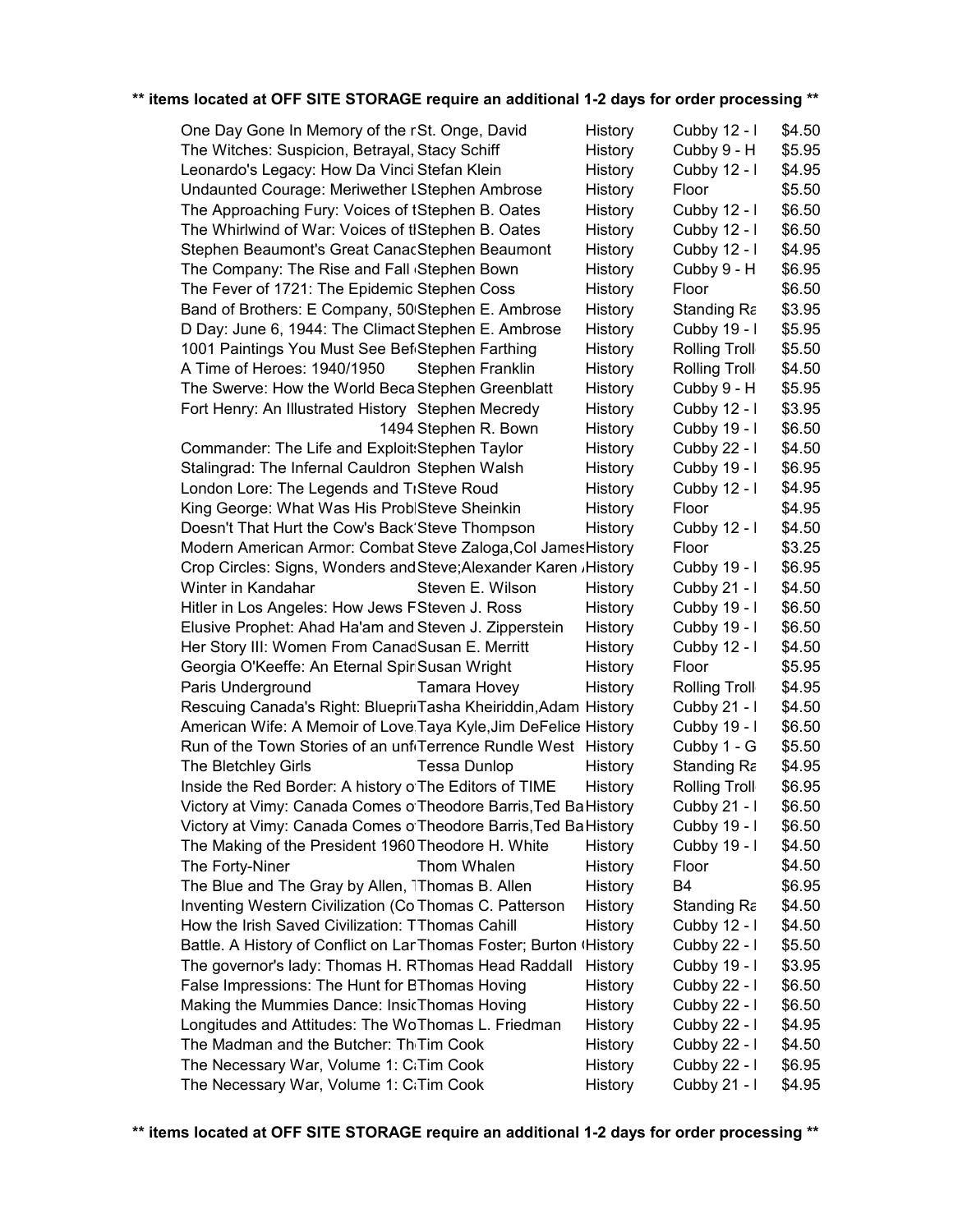**\*\* items located at OFF SITE STORAGE require an additional 1-2 days for order processing \*\***

| Title | Author | Category | Location | Price |
|---|---|---|---|---|
| One Day Gone In Memory of the r | St. Onge, David | History | Cubby 12 - I | $4.50 |
| The Witches: Suspicion, Betrayal, | Stacy Schiff | History | Cubby 9 - H | $5.95 |
| Leonardo's Legacy: How Da Vinci | Stefan Klein | History | Cubby 12 - I | $4.95 |
| Undaunted Courage: Meriwether L | Stephen Ambrose | History | Floor | $5.50 |
| The Approaching Fury: Voices of t | Stephen B. Oates | History | Cubby 12 - I | $6.50 |
| The Whirlwind of War: Voices of tl | Stephen B. Oates | History | Cubby 12 - I | $6.50 |
| Stephen Beaumont's Great Canad | Stephen Beaumont | History | Cubby 12 - I | $4.95 |
| The Company: The Rise and Fall | Stephen Bown | History | Cubby 9 - H | $6.95 |
| The Fever of 1721: The Epidemic | Stephen Coss | History | Floor | $6.50 |
| Band of Brothers: E Company, 50 | Stephen E. Ambrose | History | Standing Ra | $3.95 |
| D Day: June 6, 1944: The Climact | Stephen E. Ambrose | History | Cubby 19 - I | $5.95 |
| 1001 Paintings You Must See Bef | Stephen Farthing | History | Rolling Troll | $5.50 |
| A Time of Heroes: 1940/1950 | Stephen Franklin | History | Rolling Troll | $4.50 |
| The Swerve: How the World Beca | Stephen Greenblatt | History | Cubby 9 - H | $5.95 |
| Fort Henry: An Illustrated History | Stephen Mecredy | History | Cubby 12 - I | $3.95 |
| 1494 | Stephen R. Bown | History | Cubby 19 - I | $6.50 |
| Commander: The Life and Exploit | Stephen Taylor | History | Cubby 22 - I | $4.50 |
| Stalingrad: The Infernal Cauldron | Stephen Walsh | History | Cubby 19 - I | $6.95 |
| London Lore: The Legends and T | Steve Roud | History | Cubby 12 - I | $4.95 |
| King George: What Was His Probl | Steve Sheinkin | History | Floor | $4.95 |
| Doesn't That Hurt the Cow's Back | Steve Thompson | History | Cubby 12 - I | $4.50 |
| Modern American Armor: Combat | Steve Zaloga,Col James | History | Floor | $3.25 |
| Crop Circles: Signs, Wonders and | Steve;Alexander Karen | History | Cubby 19 - I | $6.95 |
| Winter in Kandahar | Steven E. Wilson | History | Cubby 21 - I | $4.50 |
| Hitler in Los Angeles: How Jews F | Steven J. Ross | History | Cubby 19 - I | $6.50 |
| Elusive Prophet: Ahad Ha'am and | Steven J. Zipperstein | History | Cubby 19 - I | $6.50 |
| Her Story III: Women From Canad | Susan E. Merritt | History | Cubby 12 - I | $4.50 |
| Georgia O'Keeffe: An Eternal Spir | Susan Wright | History | Floor | $5.95 |
| Paris Underground | Tamara Hovey | History | Rolling Troll | $4.95 |
| Rescuing Canada's Right: Bluepri | Tasha Kheiriddin,Adam | History | Cubby 21 - I | $4.50 |
| American Wife: A Memoir of Love | Taya Kyle,Jim DeFelice | History | Cubby 19 - I | $6.50 |
| Run of the Town Stories of an unf | Terrence Rundle West | History | Cubby 1 - G | $5.50 |
| The Bletchley Girls | Tessa Dunlop | History | Standing Ra | $4.95 |
| Inside the Red Border: A history o | The Editors of TIME | History | Rolling Troll | $6.95 |
| Victory at Vimy: Canada Comes o | Theodore Barris,Ted Ba | History | Cubby 21 - I | $6.50 |
| Victory at Vimy: Canada Comes o | Theodore Barris,Ted Ba | History | Cubby 19 - I | $6.50 |
| The Making of the President 1960 | Theodore H. White | History | Cubby 19 - I | $4.50 |
| The Forty-Niner | Thom Whalen | History | Floor | $4.50 |
| The Blue and The Gray by Allen, T | Thomas B. Allen | History | B4 | $6.95 |
| Inventing Western Civilization (Co | Thomas C. Patterson | History | Standing Ra | $4.50 |
| How the Irish Saved Civilization: T | Thomas Cahill | History | Cubby 12 - I | $4.50 |
| Battle. A History of Conflict on Lar | Thomas Foster; Burton ( | History | Cubby 22 - I | $5.50 |
| The governor's lady: Thomas H. R | Thomas Head Raddall | History | Cubby 19 - I | $3.95 |
| False Impressions: The Hunt for B | Thomas Hoving | History | Cubby 22 - I | $6.50 |
| Making the Mummies Dance: Insi | Thomas Hoving | History | Cubby 22 - I | $6.50 |
| Longitudes and Attitudes: The Wo | Thomas L. Friedman | History | Cubby 22 - I | $4.95 |
| The Madman and the Butcher: Th | Tim Cook | History | Cubby 22 - I | $4.50 |
| The Necessary War, Volume 1: C | Tim Cook | History | Cubby 22 - I | $6.95 |
| The Necessary War, Volume 1: C | Tim Cook | History | Cubby 21 - I | $4.95 |

**\*\* items located at OFF SITE STORAGE require an additional 1-2 days for order processing \*\***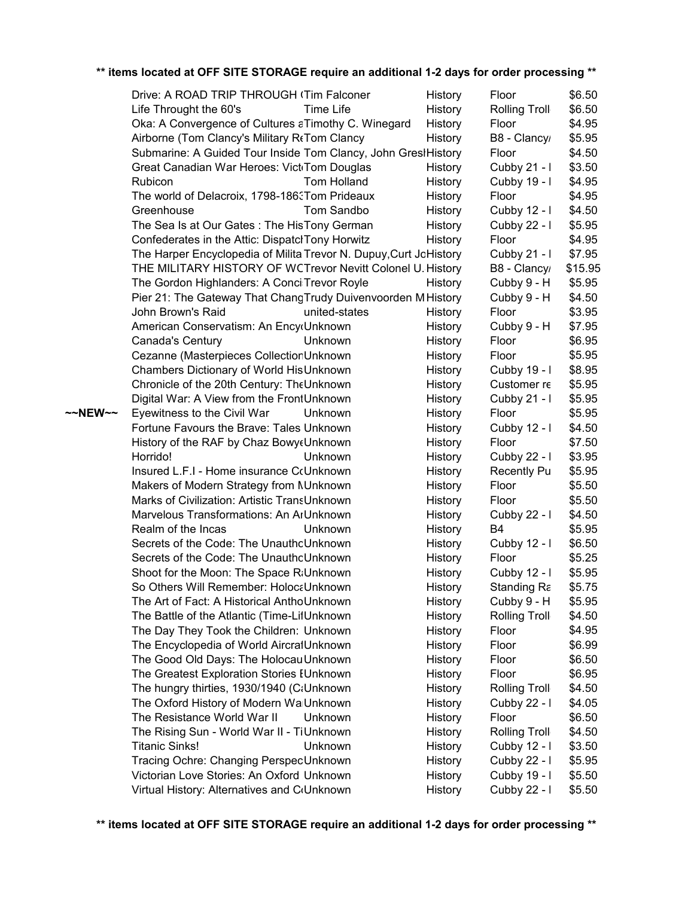**** items located at OFF SITE STORAGE require an additional 1-2 days for order processing ****

| | Title | Author | Category | Location | Price |
|---|---|---|---|---|---|
| | Drive: A ROAD TRIP THROUGH ( | Tim Falconer | History | Floor | $6.50 |
| | Life Throught the 60's | Time Life | History | Rolling Troll | $6.50 |
| | Oka: A Convergence of Cultures a | Timothy C. Winegard | History | Floor | $4.95 |
| | Airborne (Tom Clancy's Military Re | Tom Clancy | History | B8 - Clancy/ | $5.95 |
| | Submarine: A Guided Tour Inside | Tom Clancy, John Gresl | History | Floor | $4.50 |
| | Great Canadian War Heroes: Vict | Tom Douglas | History | Cubby 21 - I | $3.50 |
| | Rubicon | Tom Holland | History | Cubby 19 - I | $4.95 |
| | The world of Delacroix, 1798-186: | Tom Prideaux | History | Floor | $4.95 |
| | Greenhouse | Tom Sandbo | History | Cubby 12 - I | $4.50 |
| | The Sea Is at Our Gates : The His | Tony German | History | Cubby 22 - I | $5.95 |
| | Confederates in the Attic: Dispatcl | Tony Horwitz | History | Floor | $4.95 |
| | The Harper Encyclopedia of Milita | Trevor N. Dupuy,Curt Jo | History | Cubby 21 - I | $7.95 |
| | THE MILITARY HISTORY OF WC | Trevor Nevitt Colonel U. | History | B8 - Clancy/ | $15.95 |
| | The Gordon Highlanders: A Conci | Trevor Royle | History | Cubby 9 - H | $5.95 |
| | Pier 21: The Gateway That Chang | Trudy Duivenvoorden M | History | Cubby 9 - H | $4.50 |
| | John Brown's Raid | united-states | History | Floor | $3.95 |
| | American Conservatism: An Ency | Unknown | History | Cubby 9 - H | $7.95 |
| | Canada's Century | Unknown | History | Floor | $6.95 |
| | Cezanne (Masterpieces Collection | Unknown | History | Floor | $5.95 |
| | Chambers Dictionary of World His | Unknown | History | Cubby 19 - I | $8.95 |
| | Chronicle of the 20th Century: The | Unknown | History | Customer re | $5.95 |
| | Digital War: A View from the Front | Unknown | History | Cubby 21 - I | $5.95 |
| ~~NEW~~ | Eyewitness to the Civil War | Unknown | History | Floor | $5.95 |
| | Fortune Favours the Brave: Tales | Unknown | History | Cubby 12 - I | $4.50 |
| | History of the RAF by Chaz Bowye | Unknown | History | Floor | $7.50 |
| | Horrido! | Unknown | History | Cubby 22 - I | $3.95 |
| | Insured L.F.I - Home insurance Cc | Unknown | History | Recently Pu | $5.95 |
| | Makers of Modern Strategy from M | Unknown | History | Floor | $5.50 |
| | Marks of Civilization: Artistic Trans | Unknown | History | Floor | $5.50 |
| | Marvelous Transformations: An Ar | Unknown | History | Cubby 22 - I | $4.50 |
| | Realm of the Incas | Unknown | History | B4 | $5.95 |
| | Secrets of the Code: The Unautho | Unknown | History | Cubby 12 - I | $6.50 |
| | Secrets of the Code: The Unautho | Unknown | History | Floor | $5.25 |
| | Shoot for the Moon: The Space R | Unknown | History | Cubby 12 - I | $5.95 |
| | So Others Will Remember: Holoca | Unknown | History | Standing Ra | $5.75 |
| | The Art of Fact: A Historical Antho | Unknown | History | Cubby 9 - H | $5.95 |
| | The Battle of the Atlantic (Time-Lif | Unknown | History | Rolling Troll | $4.50 |
| | The Day They Took the Children: | Unknown | History | Floor | $4.95 |
| | The Encyclopedia of World Aircraf | Unknown | History | Floor | $6.99 |
| | The Good Old Days: The Holocau | Unknown | History | Floor | $6.50 |
| | The Greatest Exploration Stories I | Unknown | History | Floor | $6.95 |
| | The hungry thirties, 1930/1940 (C | Unknown | History | Rolling Troll | $4.50 |
| | The Oxford History of Modern Wa | Unknown | History | Cubby 22 - I | $4.05 |
| | The Resistance World War II | Unknown | History | Floor | $6.50 |
| | The Rising Sun - World War II - Ti | Unknown | History | Rolling Troll | $4.50 |
| | Titanic Sinks! | Unknown | History | Cubby 12 - I | $3.50 |
| | Tracing Ochre: Changing Perspec | Unknown | History | Cubby 22 - I | $5.95 |
| | Victorian Love Stories: An Oxford | Unknown | History | Cubby 19 - I | $5.50 |
| | Virtual History: Alternatives and C | Unknown | History | Cubby 22 - I | $5.50 |

**** items located at OFF SITE STORAGE require an additional 1-2 days for order processing ****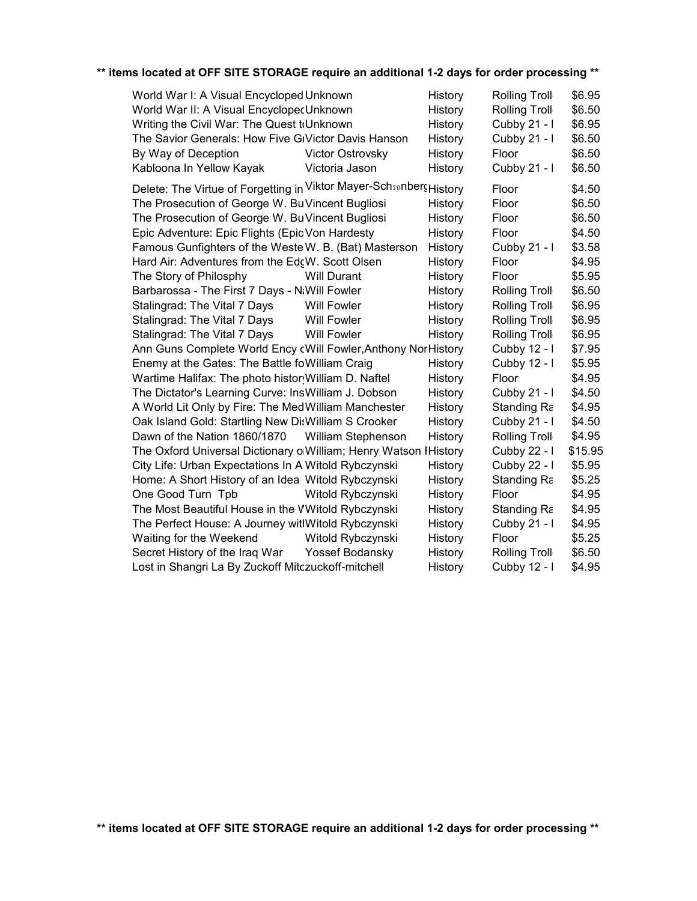**\*\* items located at OFF SITE STORAGE require an additional 1-2 days for order processing \*\***

| | | | | |
|---|---|---|---|---|
| World War I: A Visual Encycloped | Unknown | History | Rolling Troll | $6.95 |
| World War II: A Visual Encyclopec | Unknown | History | Rolling Troll | $6.50 |
| Writing the Civil War: The Quest t | Unknown | History | Cubby 21 - I | $6.95 |
| The Savior Generals: How Five G | Victor Davis Hanson | History | Cubby 21 - I | $6.50 |
| By Way of Deception | Victor Ostrovsky | History | Floor | $6.50 |
| Kabloona In Yellow Kayak | Victoria Jason | History | Cubby 21 - I | $6.50 |
| Delete: The Virtue of Forgetting in | Viktor Mayer-Schönberg | History | Floor | $4.50 |
| The Prosecution of George W. Bu | Vincent Bugliosi | History | Floor | $6.50 |
| The Prosecution of George W. Bu | Vincent Bugliosi | History | Floor | $6.50 |
| Epic Adventure: Epic Flights (Epic | Von Hardesty | History | Floor | $4.50 |
| Famous Gunfighters of the Weste | W. B. (Bat) Masterson | History | Cubby 21 - I | $3.58 |
| Hard Air: Adventures from the Ed | W. Scott Olsen | History | Floor | $4.95 |
| The Story of Philosphy | Will Durant | History | Floor | $5.95 |
| Barbarossa - The First 7 Days - N | Will Fowler | History | Rolling Troll | $6.50 |
| Stalingrad: The Vital 7 Days | Will Fowler | History | Rolling Troll | $6.95 |
| Stalingrad: The Vital 7 Days | Will Fowler | History | Rolling Troll | $6.95 |
| Stalingrad: The Vital 7 Days | Will Fowler | History | Rolling Troll | $6.95 |
| Ann Guns Complete World Ency c | Will Fowler,Anthony Nor | History | Cubby 12 - I | $7.95 |
| Enemy at the Gates: The Battle fo | William Craig | History | Cubby 12 - I | $5.95 |
| Wartime Halifax: The photo histor | William D. Naftel | History | Floor | $4.95 |
| The Dictator's Learning Curve: Ins | William J. Dobson | History | Cubby 21 - I | $4.50 |
| A World Lit Only by Fire: The Med | William Manchester | History | Standing Ra | $4.95 |
| Oak Island Gold: Startling New Di | William S Crooker | History | Cubby 21 - I | $4.50 |
| Dawn of the Nation 1860/1870 | William Stephenson | History | Rolling Troll | $4.95 |
| The Oxford Universal Dictionary o | William; Henry Watson I | History | Cubby 22 - I | $15.95 |
| City Life: Urban Expectations In A | Witold Rybczynski | History | Cubby 22 - I | $5.95 |
| Home: A Short History of an Idea | Witold Rybczynski | History | Standing Ra | $5.25 |
| One Good Turn Tpb | Witold Rybczynski | History | Floor | $4.95 |
| The Most Beautiful House in the V | Witold Rybczynski | History | Standing Ra | $4.95 |
| The Perfect House: A Journey witl | Witold Rybczynski | History | Cubby 21 - I | $4.95 |
| Waiting for the Weekend | Witold Rybczynski | History | Floor | $5.25 |
| Secret History of the Iraq War | Yossef Bodansky | History | Rolling Troll | $6.50 |
| Lost in Shangri La By Zuckoff Mit | zuckoff-mitchell | History | Cubby 12 - I | $4.95 |

**\*\* items located at OFF SITE STORAGE require an additional 1-2 days for order processing \*\***